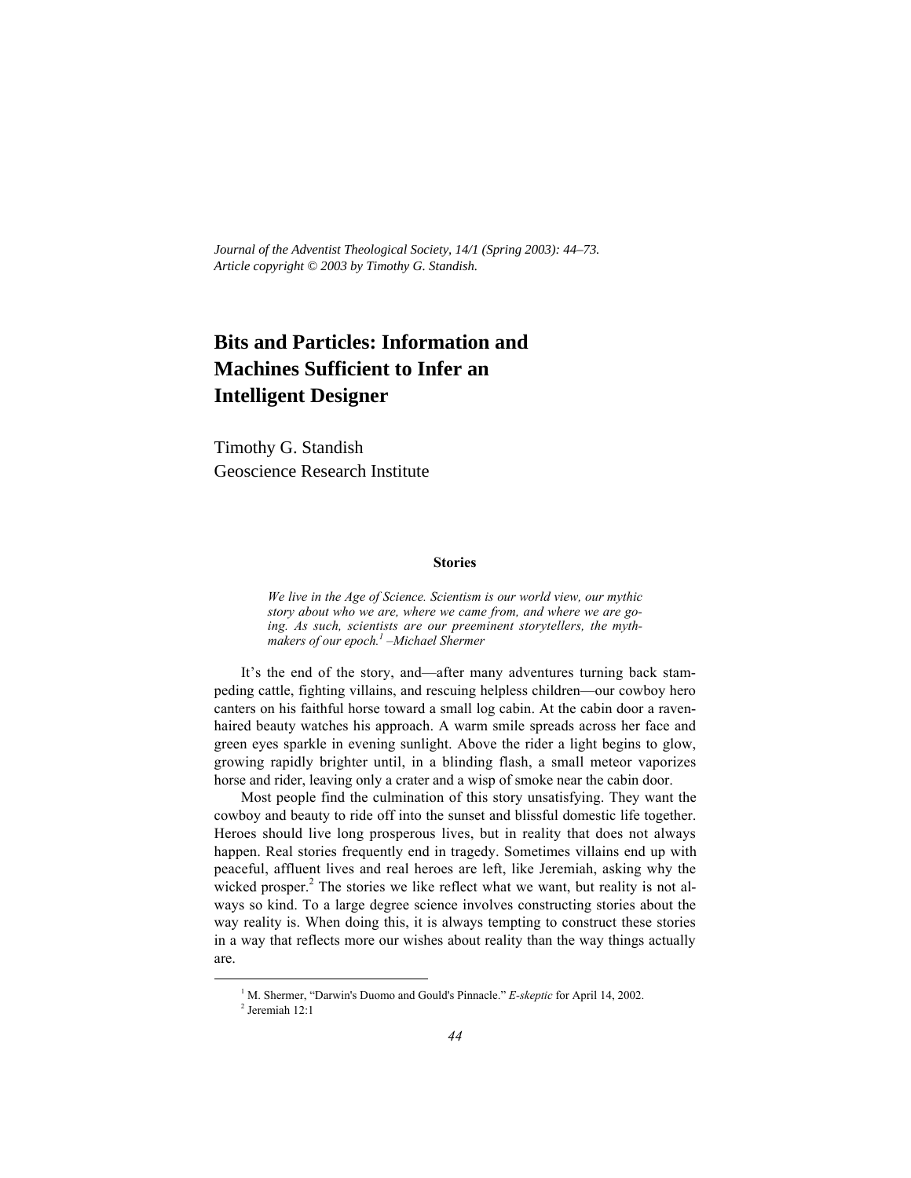*Journal of the Adventist Theological Society, 14/1 (Spring 2003): 44–73.*
*Article copyright © 2003 by Timothy G. Standish.*

# Bits and Particles: Information and Machines Sufficient to Infer an Intelligent Designer

Timothy G. Standish
Geoscience Research Institute

## Stories

> *We live in the Age of Science. Scientism is our world view, our mythic story about who we are, where we came from, and where we are going. As such, scientists are our preeminent storytellers, the myth-makers of our epoch.*[1] *–Michael Shermer*

It's the end of the story, and—after many adventures turning back stampeding cattle, fighting villains, and rescuing helpless children—our cowboy hero canters on his faithful horse toward a small log cabin. At the cabin door a raven-haired beauty watches his approach. A warm smile spreads across her face and green eyes sparkle in evening sunlight. Above the rider a light begins to glow, growing rapidly brighter until, in a blinding flash, a small meteor vaporizes horse and rider, leaving only a crater and a wisp of smoke near the cabin door.

Most people find the culmination of this story unsatisfying. They want the cowboy and beauty to ride off into the sunset and blissful domestic life together. Heroes should live long prosperous lives, but in reality that does not always happen. Real stories frequently end in tragedy. Sometimes villains end up with peaceful, affluent lives and real heroes are left, like Jeremiah, asking why the wicked prosper.[2] The stories we like reflect what we want, but reality is not always so kind. To a large degree science involves constructing stories about the way reality is. When doing this, it is always tempting to construct these stories in a way that reflects more our wishes about reality than the way things actually are.

---

[1] M. Shermer, "Darwin's Duomo and Gould's Pinnacle." *E-skeptic* for April 14, 2002.

[2] Jeremiah 12:1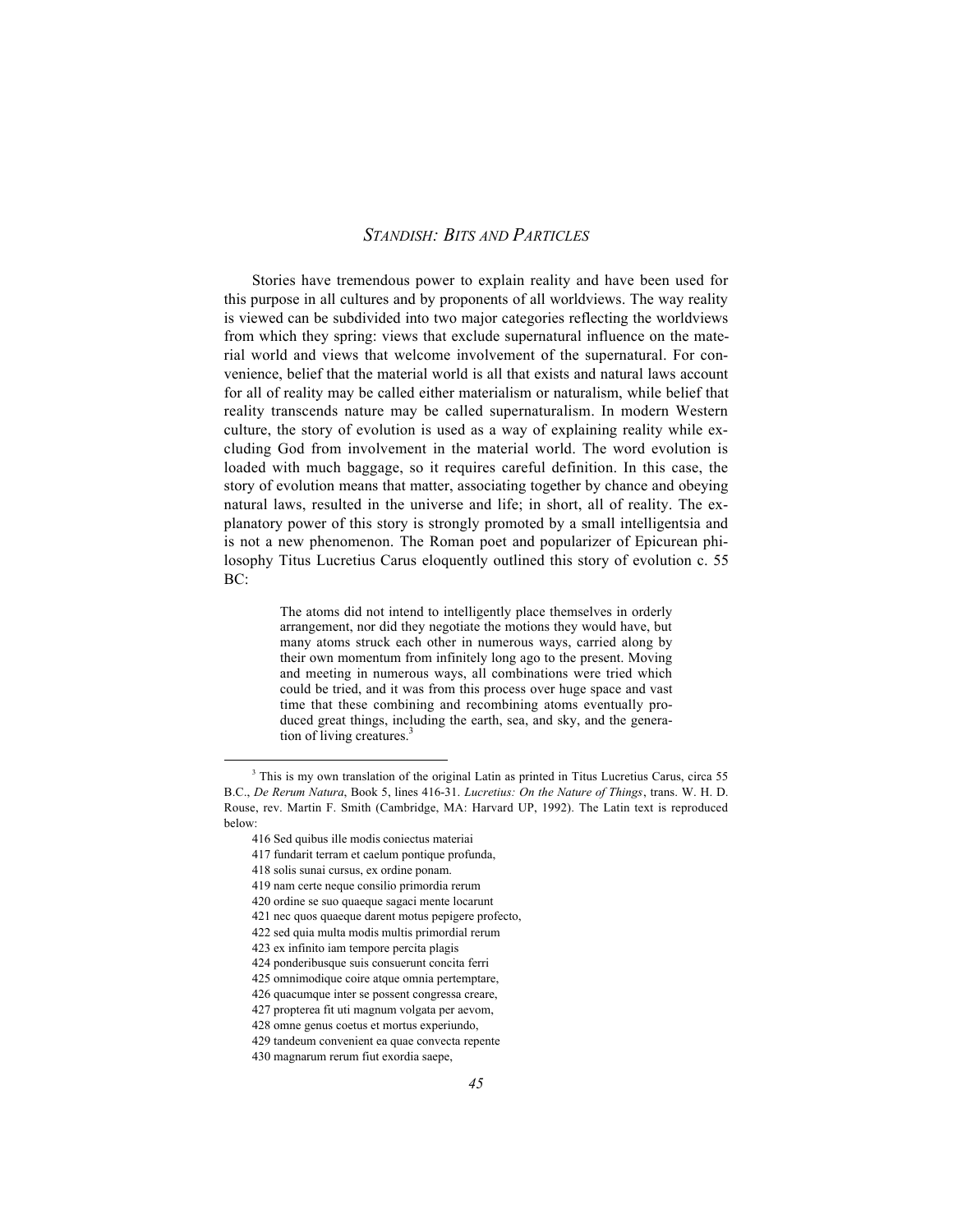Stories have tremendous power to explain reality and have been used for this purpose in all cultures and by proponents of all worldviews. The way reality is viewed can be subdivided into two major categories reflecting the worldviews from which they spring: views that exclude supernatural influence on the material world and views that welcome involvement of the supernatural. For convenience, belief that the material world is all that exists and natural laws account for all of reality may be called either materialism or naturalism, while belief that reality transcends nature may be called supernaturalism. In modern Western culture, the story of evolution is used as a way of explaining reality while excluding God from involvement in the material world. The word evolution is loaded with much baggage, so it requires careful definition. In this case, the story of evolution means that matter, associating together by chance and obeying natural laws, resulted in the universe and life; in short, all of reality. The explanatory power of this story is strongly promoted by a small intelligentsia and is not a new phenomenon. The Roman poet and popularizer of Epicurean philosophy Titus Lucretius Carus eloquently outlined this story of evolution c. 55 BC:

> The atoms did not intend to intelligently place themselves in orderly arrangement, nor did they negotiate the motions they would have, but many atoms struck each other in numerous ways, carried along by their own momentum from infinitely long ago to the present. Moving and meeting in numerous ways, all combinations were tried which could be tried, and it was from this process over huge space and vast time that these combining and recombining atoms eventually produced great things, including the earth, sea, and sky, and the generation of living creatures.[3]

---

[3] This is my own translation of the original Latin as printed in Titus Lucretius Carus, circa 55 B.C., *De Rerum Natura*, Book 5, lines 416-31. *Lucretius: On the Nature of Things*, trans. W. H. D. Rouse, rev. Martin F. Smith (Cambridge, MA: Harvard UP, 1992). The Latin text is reproduced below:

416 Sed quibus ille modis coniectus materiai
417 fundarit terram et caelum pontique profunda,
418 solis sunai cursus, ex ordine ponam.
419 nam certe neque consilio primordia rerum
420 ordine se suo quaeque sagaci mente locarunt
421 nec quos quaeque darent motus pepigere profecto,
422 sed quia multa modis multis primordial rerum
423 ex infinito iam tempore percita plagis
424 ponderibusque suis consuerunt concita ferri
425 omnimodique coire atque omnia pertemptare,
426 quacumque inter se possent congressa creare,
427 propterea fit uti magnum volgata per aevom,
428 omne genus coetus et mortus experiundo,
429 tandeum convenient ea quae convecta repente
430 magnarum rerum fiut exordia saepe,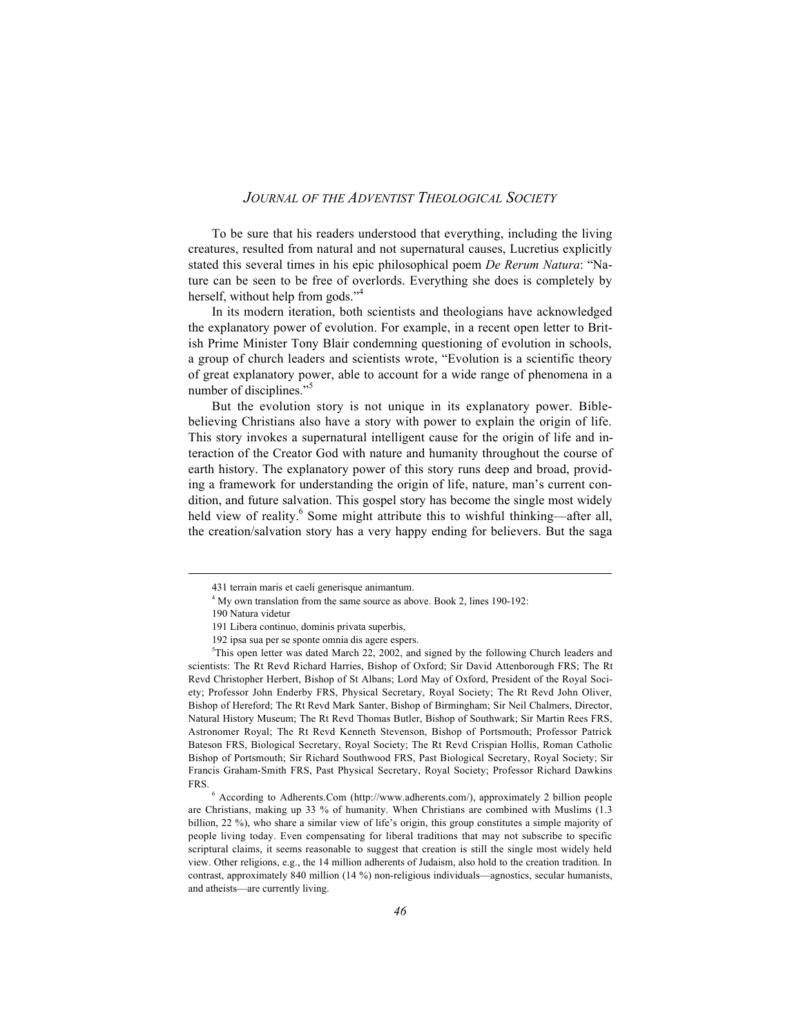To be sure that his readers understood that everything, including the living creatures, resulted from natural and not supernatural causes, Lucretius explicitly stated this several times in his epic philosophical poem *De Rerum Natura*: "Nature can be seen to be free of overlords. Everything she does is completely by herself, without help from gods."[4]

In its modern iteration, both scientists and theologians have acknowledged the explanatory power of evolution. For example, in a recent open letter to British Prime Minister Tony Blair condemning questioning of evolution in schools, a group of church leaders and scientists wrote, "Evolution is a scientific theory of great explanatory power, able to account for a wide range of phenomena in a number of disciplines."[5]

But the evolution story is not unique in its explanatory power. Bible-believing Christians also have a story with power to explain the origin of life. This story invokes a supernatural intelligent cause for the origin of life and interaction of the Creator God with nature and humanity throughout the course of earth history. The explanatory power of this story runs deep and broad, providing a framework for understanding the origin of life, nature, man's current condition, and future salvation. This gospel story has become the single most widely held view of reality.[6] Some might attribute this to wishful thinking—after all, the creation/salvation story has a very happy ending for believers. But the saga

---

431 terrain maris et caeli generisque animantum.

[4] My own translation from the same source as above. Book 2, lines 190-192:

190 Natura videtur

191 Libera continuo, dominis privata superbis,

192 ipsa sua per se sponte omnia dis agere espers.

[5] This open letter was dated March 22, 2002, and signed by the following Church leaders and scientists: The Rt Revd Richard Harries, Bishop of Oxford; Sir David Attenborough FRS; The Rt Revd Christopher Herbert, Bishop of St Albans; Lord May of Oxford, President of the Royal Society; Professor John Enderby FRS, Physical Secretary, Royal Society; The Rt Revd John Oliver, Bishop of Hereford; The Rt Revd Mark Santer, Bishop of Birmingham; Sir Neil Chalmers, Director, Natural History Museum; The Rt Revd Thomas Butler, Bishop of Southwark; Sir Martin Rees FRS, Astronomer Royal; The Rt Revd Kenneth Stevenson, Bishop of Portsmouth; Professor Patrick Bateson FRS, Biological Secretary, Royal Society; The Rt Revd Crispian Hollis, Roman Catholic Bishop of Portsmouth; Sir Richard Southwood FRS, Past Biological Secretary, Royal Society; Sir Francis Graham-Smith FRS, Past Physical Secretary, Royal Society; Professor Richard Dawkins FRS.

[6] According to Adherents.Com (http://www.adherents.com/), approximately 2 billion people are Christians, making up 33 % of humanity. When Christians are combined with Muslims (1.3 billion, 22 %), who share a similar view of life's origin, this group constitutes a simple majority of people living today. Even compensating for liberal traditions that may not subscribe to specific scriptural claims, it seems reasonable to suggest that creation is still the single most widely held view. Other religions, e.g., the 14 million adherents of Judaism, also hold to the creation tradition. In contrast, approximately 840 million (14 %) non-religious individuals—agnostics, secular humanists, and atheists—are currently living.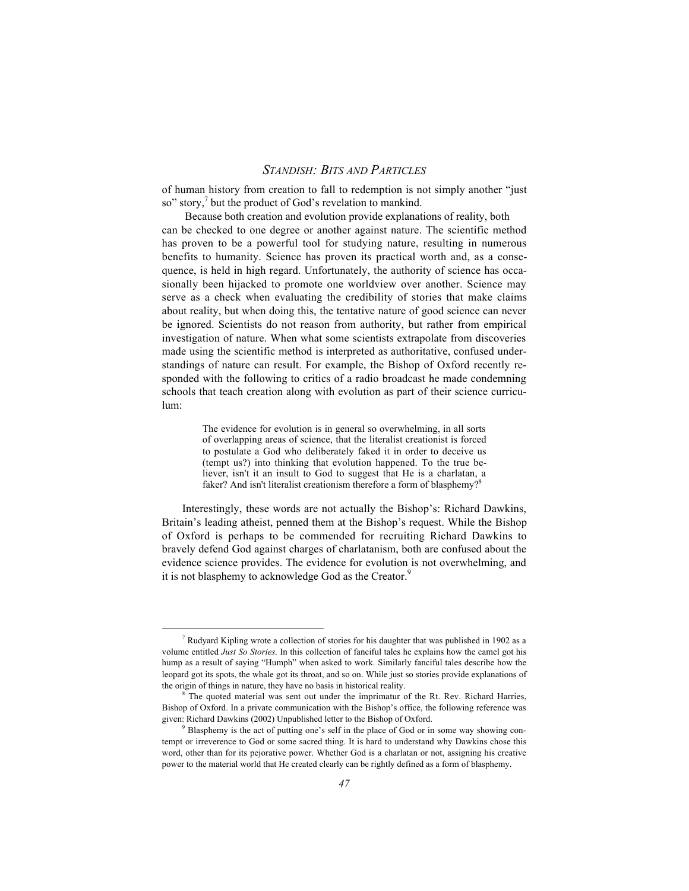of human history from creation to fall to redemption is not simply another "just so" story,[7] but the product of God's revelation to mankind.

Because both creation and evolution provide explanations of reality, both can be checked to one degree or another against nature. The scientific method has proven to be a powerful tool for studying nature, resulting in numerous benefits to humanity. Science has proven its practical worth and, as a consequence, is held in high regard. Unfortunately, the authority of science has occasionally been hijacked to promote one worldview over another. Science may serve as a check when evaluating the credibility of stories that make claims about reality, but when doing this, the tentative nature of good science can never be ignored. Scientists do not reason from authority, but rather from empirical investigation of nature. When what some scientists extrapolate from discoveries made using the scientific method is interpreted as authoritative, confused understandings of nature can result. For example, the Bishop of Oxford recently responded with the following to critics of a radio broadcast he made condemning schools that teach creation along with evolution as part of their science curriculum:

> The evidence for evolution is in general so overwhelming, in all sorts of overlapping areas of science, that the literalist creationist is forced to postulate a God who deliberately faked it in order to deceive us (tempt us?) into thinking that evolution happened. To the true believer, isn't it an insult to God to suggest that He is a charlatan, a faker? And isn't literalist creationism therefore a form of blasphemy?[8]

Interestingly, these words are not actually the Bishop's: Richard Dawkins, Britain's leading atheist, penned them at the Bishop's request. While the Bishop of Oxford is perhaps to be commended for recruiting Richard Dawkins to bravely defend God against charges of charlatanism, both are confused about the evidence science provides. The evidence for evolution is not overwhelming, and it is not blasphemy to acknowledge God as the Creator.[9]

---

[7] Rudyard Kipling wrote a collection of stories for his daughter that was published in 1902 as a volume entitled *Just So Stories*. In this collection of fanciful tales he explains how the camel got his hump as a result of saying "Humph" when asked to work. Similarly fanciful tales describe how the leopard got its spots, the whale got its throat, and so on. While just so stories provide explanations of the origin of things in nature, they have no basis in historical reality.

[8] The quoted material was sent out under the imprimatur of the Rt. Rev. Richard Harries, Bishop of Oxford. In a private communication with the Bishop's office, the following reference was given: Richard Dawkins (2002) Unpublished letter to the Bishop of Oxford.

[9] Blasphemy is the act of putting one's self in the place of God or in some way showing contempt or irreverence to God or some sacred thing. It is hard to understand why Dawkins chose this word, other than for its pejorative power. Whether God is a charlatan or not, assigning his creative power to the material world that He created clearly can be rightly defined as a form of blasphemy.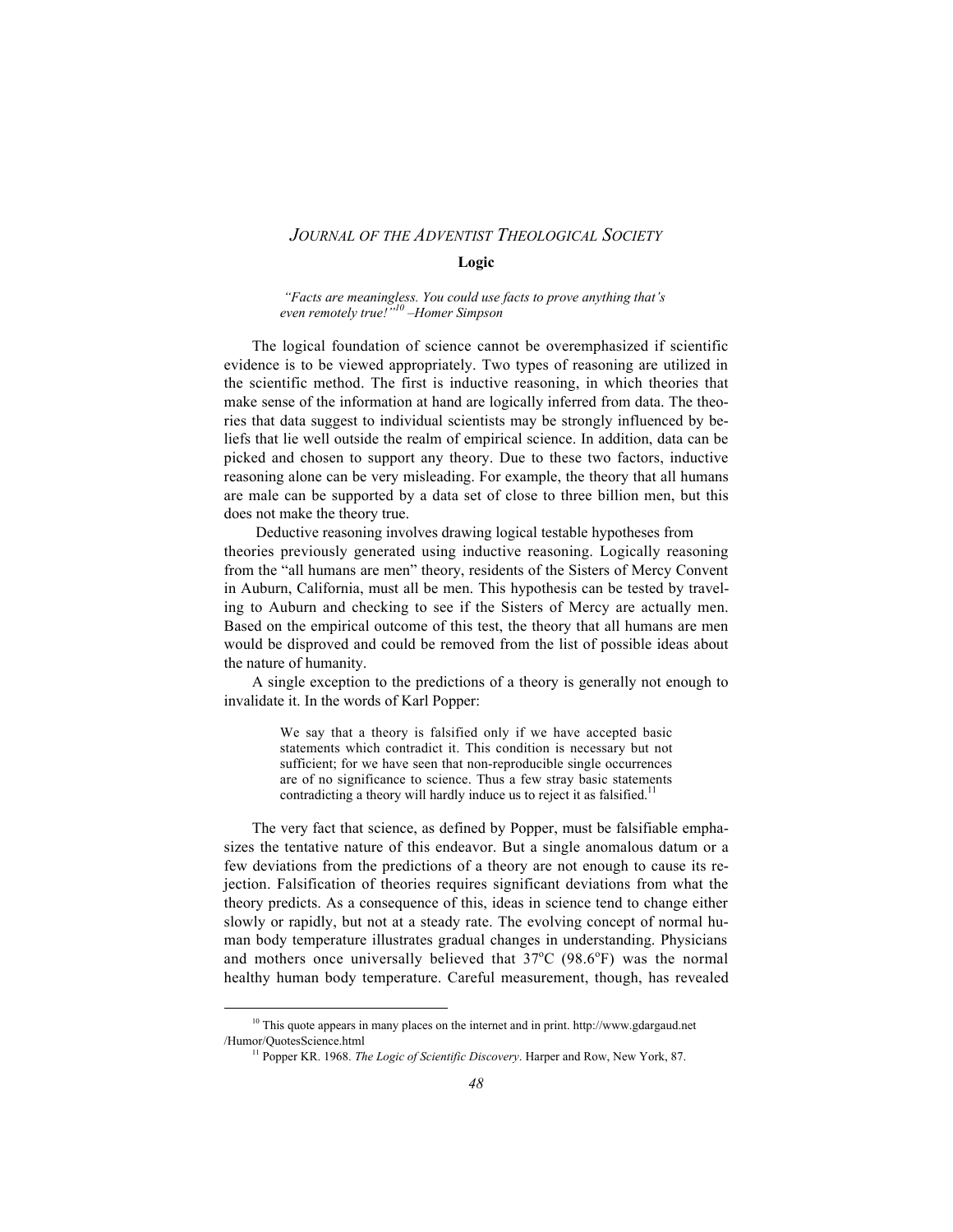## Logic

*"Facts are meaningless. You could use facts to prove anything that's even remotely true!"*[10] *–Homer Simpson*

The logical foundation of science cannot be overemphasized if scientific evidence is to be viewed appropriately. Two types of reasoning are utilized in the scientific method. The first is inductive reasoning, in which theories that make sense of the information at hand are logically inferred from data. The theories that data suggest to individual scientists may be strongly influenced by beliefs that lie well outside the realm of empirical science. In addition, data can be picked and chosen to support any theory. Due to these two factors, inductive reasoning alone can be very misleading. For example, the theory that all humans are male can be supported by a data set of close to three billion men, but this does not make the theory true.

Deductive reasoning involves drawing logical testable hypotheses from theories previously generated using inductive reasoning. Logically reasoning from the "all humans are men" theory, residents of the Sisters of Mercy Convent in Auburn, California, must all be men. This hypothesis can be tested by traveling to Auburn and checking to see if the Sisters of Mercy are actually men. Based on the empirical outcome of this test, the theory that all humans are men would be disproved and could be removed from the list of possible ideas about the nature of humanity.

A single exception to the predictions of a theory is generally not enough to invalidate it. In the words of Karl Popper:

> We say that a theory is falsified only if we have accepted basic statements which contradict it. This condition is necessary but not sufficient; for we have seen that non-reproducible single occurrences are of no significance to science. Thus a few stray basic statements contradicting a theory will hardly induce us to reject it as falsified.[11]

The very fact that science, as defined by Popper, must be falsifiable emphasizes the tentative nature of this endeavor. But a single anomalous datum or a few deviations from the predictions of a theory are not enough to cause its rejection. Falsification of theories requires significant deviations from what the theory predicts. As a consequence of this, ideas in science tend to change either slowly or rapidly, but not at a steady rate. The evolving concept of normal human body temperature illustrates gradual changes in understanding. Physicians and mothers once universally believed that 37°C (98.6°F) was the normal healthy human body temperature. Careful measurement, though, has revealed

---

[10] This quote appears in many places on the internet and in print. http://www.gdargaud.net/Humor/QuotesScience.html

[11] Popper KR. 1968. *The Logic of Scientific Discovery*. Harper and Row, New York, 87.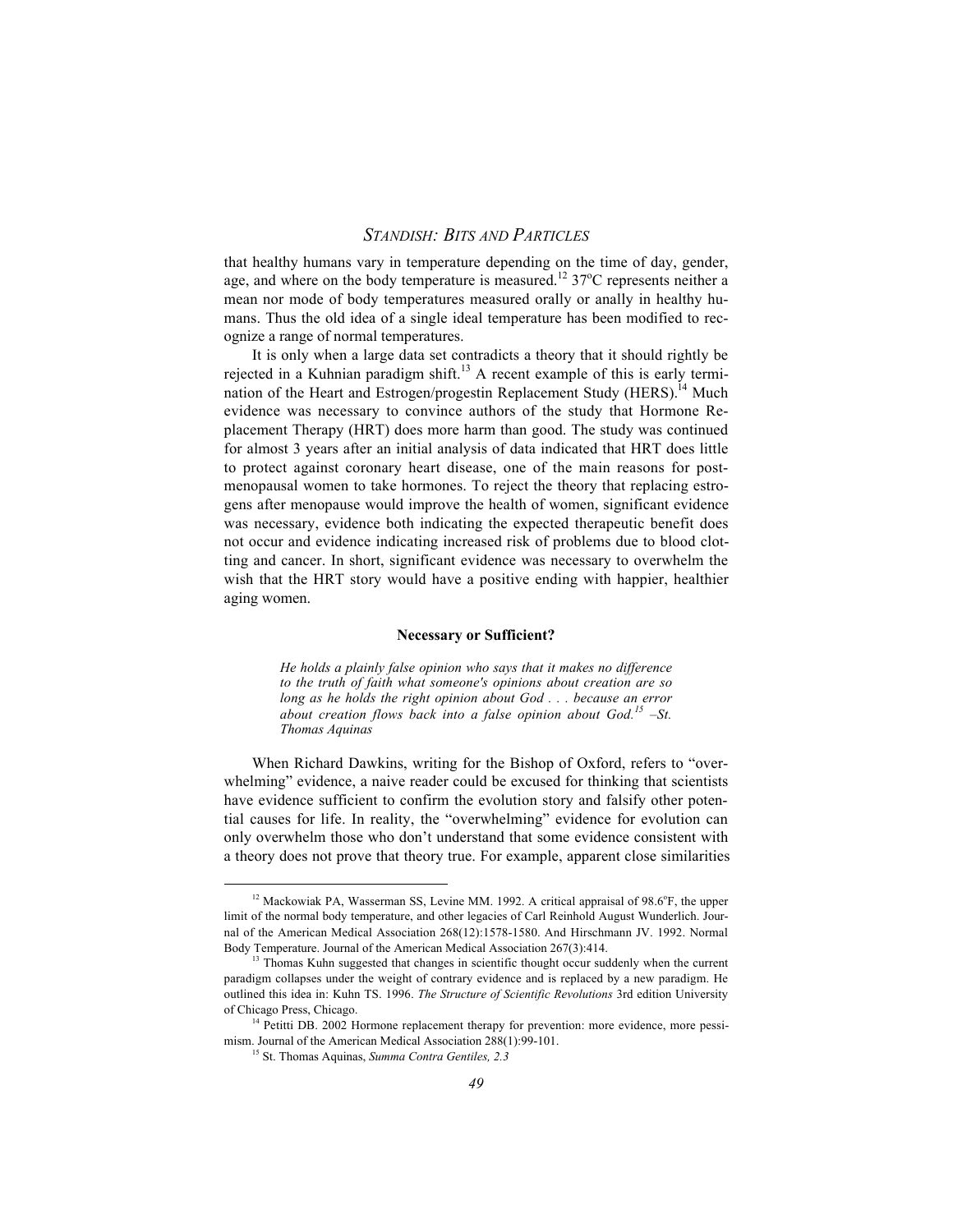that healthy humans vary in temperature depending on the time of day, gender, age, and where on the body temperature is measured.[12] 37°C represents neither a mean nor mode of body temperatures measured orally or anally in healthy humans. Thus the old idea of a single ideal temperature has been modified to recognize a range of normal temperatures.

It is only when a large data set contradicts a theory that it should rightly be rejected in a Kuhnian paradigm shift.[13] A recent example of this is early termination of the Heart and Estrogen/progestin Replacement Study (HERS).[14] Much evidence was necessary to convince authors of the study that Hormone Replacement Therapy (HRT) does more harm than good. The study was continued for almost 3 years after an initial analysis of data indicated that HRT does little to protect against coronary heart disease, one of the main reasons for postmenopausal women to take hormones. To reject the theory that replacing estrogens after menopause would improve the health of women, significant evidence was necessary, evidence both indicating the expected therapeutic benefit does not occur and evidence indicating increased risk of problems due to blood clotting and cancer. In short, significant evidence was necessary to overwhelm the wish that the HRT story would have a positive ending with happier, healthier aging women.

### Necessary or Sufficient?

> *He holds a plainly false opinion who says that it makes no difference to the truth of faith what someone's opinions about creation are so long as he holds the right opinion about God . . . because an error about creation flows back into a false opinion about God.*[15] *–St. Thomas Aquinas*

When Richard Dawkins, writing for the Bishop of Oxford, refers to "overwhelming" evidence, a naive reader could be excused for thinking that scientists have evidence sufficient to confirm the evolution story and falsify other potential causes for life. In reality, the "overwhelming" evidence for evolution can only overwhelm those who don't understand that some evidence consistent with a theory does not prove that theory true. For example, apparent close similarities

---

[12] Mackowiak PA, Wasserman SS, Levine MM. 1992. A critical appraisal of 98.6°F, the upper limit of the normal body temperature, and other legacies of Carl Reinhold August Wunderlich. Journal of the American Medical Association 268(12):1578-1580. And Hirschmann JV. 1992. Normal Body Temperature. Journal of the American Medical Association 267(3):414.

[13] Thomas Kuhn suggested that changes in scientific thought occur suddenly when the current paradigm collapses under the weight of contrary evidence and is replaced by a new paradigm. He outlined this idea in: Kuhn TS. 1996. *The Structure of Scientific Revolutions* 3rd edition University of Chicago Press, Chicago.

[14] Petitti DB. 2002 Hormone replacement therapy for prevention: more evidence, more pessimism. Journal of the American Medical Association 288(1):99-101.

[15] St. Thomas Aquinas, *Summa Contra Gentiles, 2.3*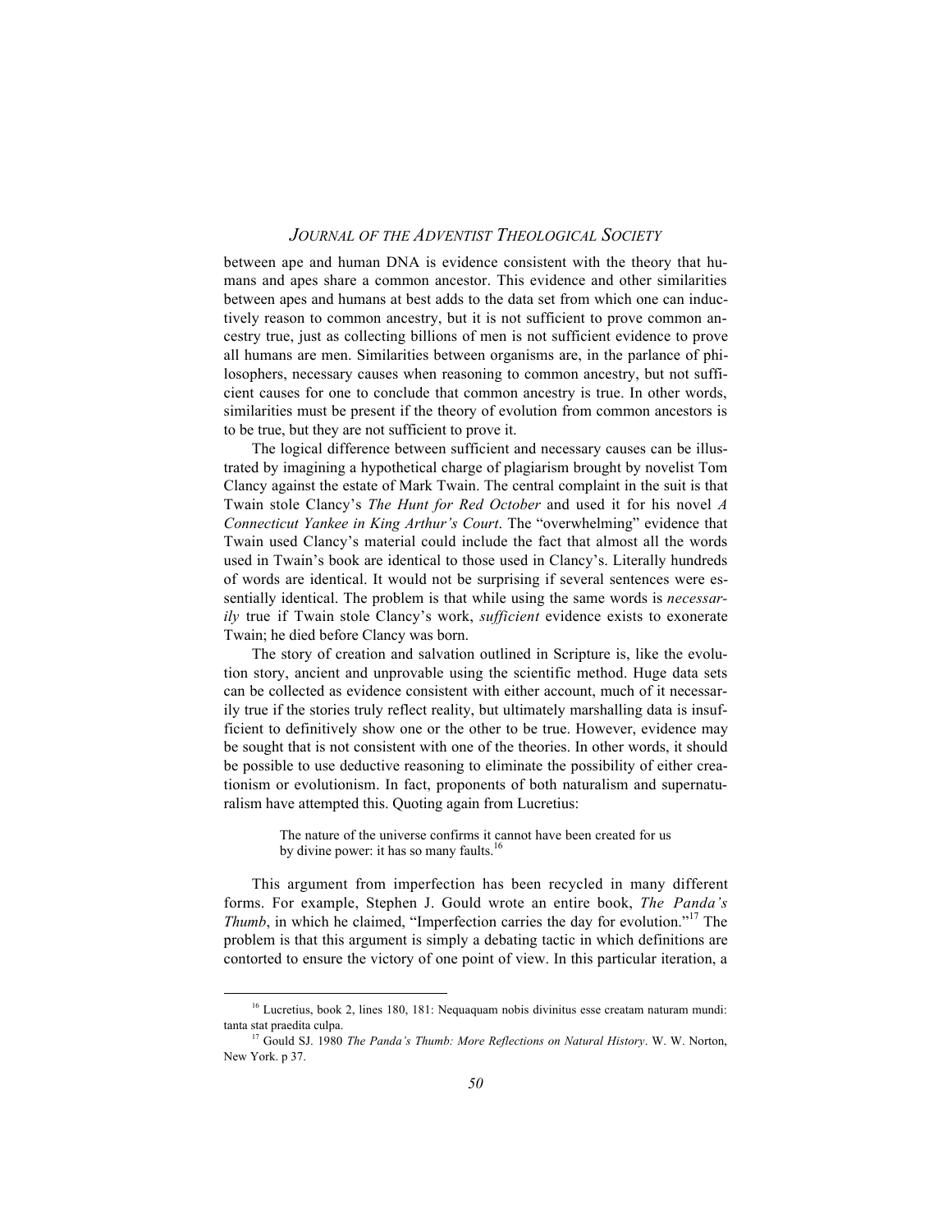between ape and human DNA is evidence consistent with the theory that humans and apes share a common ancestor. This evidence and other similarities between apes and humans at best adds to the data set from which one can inductively reason to common ancestry, but it is not sufficient to prove common ancestry true, just as collecting billions of men is not sufficient evidence to prove all humans are men. Similarities between organisms are, in the parlance of philosophers, necessary causes when reasoning to common ancestry, but not sufficient causes for one to conclude that common ancestry is true. In other words, similarities must be present if the theory of evolution from common ancestors is to be true, but they are not sufficient to prove it.

The logical difference between sufficient and necessary causes can be illustrated by imagining a hypothetical charge of plagiarism brought by novelist Tom Clancy against the estate of Mark Twain. The central complaint in the suit is that Twain stole Clancy's *The Hunt for Red October* and used it for his novel *A Connecticut Yankee in King Arthur's Court*. The "overwhelming" evidence that Twain used Clancy's material could include the fact that almost all the words used in Twain's book are identical to those used in Clancy's. Literally hundreds of words are identical. It would not be surprising if several sentences were essentially identical. The problem is that while using the same words is *necessarily* true if Twain stole Clancy's work, *sufficient* evidence exists to exonerate Twain; he died before Clancy was born.

The story of creation and salvation outlined in Scripture is, like the evolution story, ancient and unprovable using the scientific method. Huge data sets can be collected as evidence consistent with either account, much of it necessarily true if the stories truly reflect reality, but ultimately marshalling data is insufficient to definitively show one or the other to be true. However, evidence may be sought that is not consistent with one of the theories. In other words, it should be possible to use deductive reasoning to eliminate the possibility of either creationism or evolutionism. In fact, proponents of both naturalism and supernaturalism have attempted this. Quoting again from Lucretius:

> The nature of the universe confirms it cannot have been created for us by divine power: it has so many faults.[16]

This argument from imperfection has been recycled in many different forms. For example, Stephen J. Gould wrote an entire book, *The Panda's Thumb*, in which he claimed, "Imperfection carries the day for evolution."[17] The problem is that this argument is simply a debating tactic in which definitions are contorted to ensure the victory of one point of view. In this particular iteration, a

---

[16] Lucretius, book 2, lines 180, 181: Nequaquam nobis divinitus esse creatam naturam mundi: tanta stat praedita culpa.

[17] Gould SJ. 1980 *The Panda's Thumb: More Reflections on Natural History*. W. W. Norton, New York. p 37.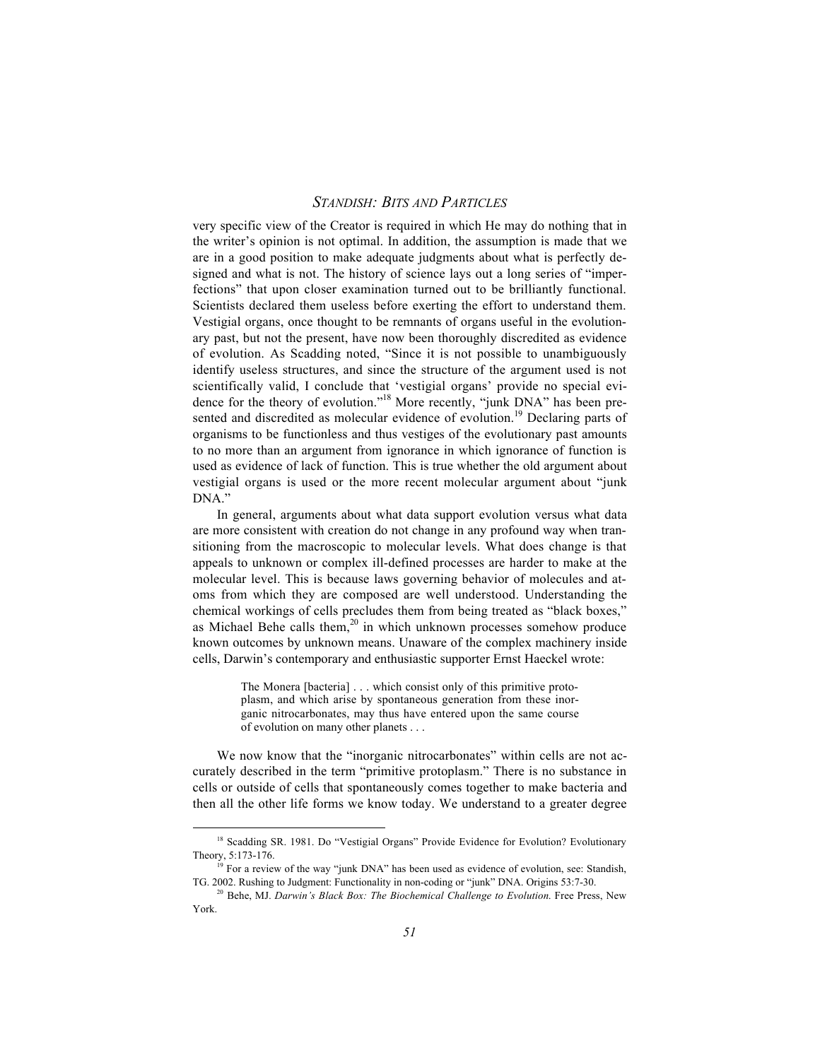very specific view of the Creator is required in which He may do nothing that in the writer's opinion is not optimal. In addition, the assumption is made that we are in a good position to make adequate judgments about what is perfectly designed and what is not. The history of science lays out a long series of "imperfections" that upon closer examination turned out to be brilliantly functional. Scientists declared them useless before exerting the effort to understand them. Vestigial organs, once thought to be remnants of organs useful in the evolutionary past, but not the present, have now been thoroughly discredited as evidence of evolution. As Scadding noted, "Since it is not possible to unambiguously identify useless structures, and since the structure of the argument used is not scientifically valid, I conclude that 'vestigial organs' provide no special evidence for the theory of evolution."[18] More recently, "junk DNA" has been presented and discredited as molecular evidence of evolution.[19] Declaring parts of organisms to be functionless and thus vestiges of the evolutionary past amounts to no more than an argument from ignorance in which ignorance of function is used as evidence of lack of function. This is true whether the old argument about vestigial organs is used or the more recent molecular argument about "junk DNA."

In general, arguments about what data support evolution versus what data are more consistent with creation do not change in any profound way when transitioning from the macroscopic to molecular levels. What does change is that appeals to unknown or complex ill-defined processes are harder to make at the molecular level. This is because laws governing behavior of molecules and atoms from which they are composed are well understood. Understanding the chemical workings of cells precludes them from being treated as "black boxes," as Michael Behe calls them,[20] in which unknown processes somehow produce known outcomes by unknown means. Unaware of the complex machinery inside cells, Darwin's contemporary and enthusiastic supporter Ernst Haeckel wrote:

> The Monera [bacteria] . . . which consist only of this primitive protoplasm, and which arise by spontaneous generation from these inorganic nitrocarbonates, may thus have entered upon the same course of evolution on many other planets . . .

We now know that the "inorganic nitrocarbonates" within cells are not accurately described in the term "primitive protoplasm." There is no substance in cells or outside of cells that spontaneously comes together to make bacteria and then all the other life forms we know today. We understand to a greater degree

---

[18] Scadding SR. 1981. Do "Vestigial Organs" Provide Evidence for Evolution? Evolutionary Theory, 5:173-176.

[19] For a review of the way "junk DNA" has been used as evidence of evolution, see: Standish, TG. 2002. Rushing to Judgment: Functionality in non-coding or "junk" DNA. Origins 53:7-30.

[20] Behe, MJ. *Darwin's Black Box: The Biochemical Challenge to Evolution.* Free Press, New York.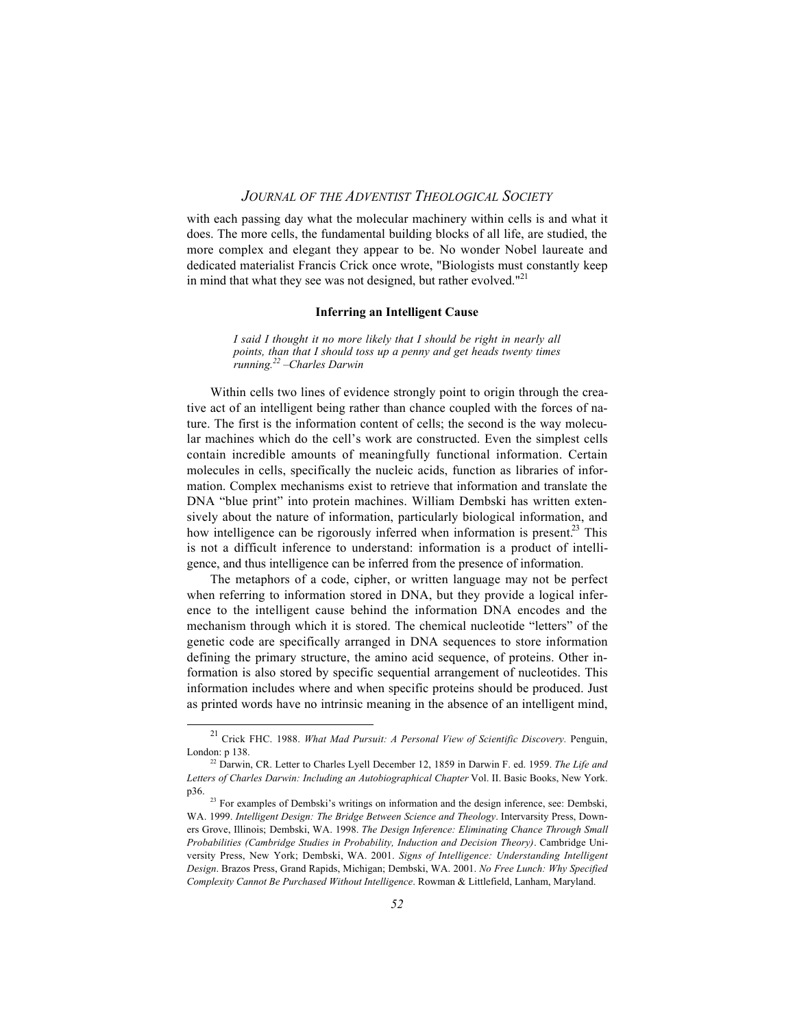with each passing day what the molecular machinery within cells is and what it does. The more cells, the fundamental building blocks of all life, are studied, the more complex and elegant they appear to be. No wonder Nobel laureate and dedicated materialist Francis Crick once wrote, "Biologists must constantly keep in mind that what they see was not designed, but rather evolved."[21]

### Inferring an Intelligent Cause

> *I said I thought it no more likely that I should be right in nearly all points, than that I should toss up a penny and get heads twenty times running.[22] –Charles Darwin*

Within cells two lines of evidence strongly point to origin through the creative act of an intelligent being rather than chance coupled with the forces of nature. The first is the information content of cells; the second is the way molecular machines which do the cell's work are constructed. Even the simplest cells contain incredible amounts of meaningfully functional information. Certain molecules in cells, specifically the nucleic acids, function as libraries of information. Complex mechanisms exist to retrieve that information and translate the DNA "blue print" into protein machines. William Dembski has written extensively about the nature of information, particularly biological information, and how intelligence can be rigorously inferred when information is present.[23] This is not a difficult inference to understand: information is a product of intelligence, and thus intelligence can be inferred from the presence of information.

The metaphors of a code, cipher, or written language may not be perfect when referring to information stored in DNA, but they provide a logical inference to the intelligent cause behind the information DNA encodes and the mechanism through which it is stored. The chemical nucleotide "letters" of the genetic code are specifically arranged in DNA sequences to store information defining the primary structure, the amino acid sequence, of proteins. Other information is also stored by specific sequential arrangement of nucleotides. This information includes where and when specific proteins should be produced. Just as printed words have no intrinsic meaning in the absence of an intelligent mind,

---

[21] Crick FHC. 1988. *What Mad Pursuit: A Personal View of Scientific Discovery.* Penguin, London: p 138.

[22] Darwin, CR. Letter to Charles Lyell December 12, 1859 in Darwin F. ed. 1959. *The Life and Letters of Charles Darwin: Including an Autobiographical Chapter* Vol. II. Basic Books, New York. p36.

[23] For examples of Dembski's writings on information and the design inference, see: Dembski, WA. 1999. *Intelligent Design: The Bridge Between Science and Theology*. Intervarsity Press, Downers Grove, Illinois; Dembski, WA. 1998. *The Design Inference: Eliminating Chance Through Small Probabilities (Cambridge Studies in Probability, Induction and Decision Theory)*. Cambridge University Press, New York; Dembski, WA. 2001. *Signs of Intelligence: Understanding Intelligent Design*. Brazos Press, Grand Rapids, Michigan; Dembski, WA. 2001. *No Free Lunch: Why Specified Complexity Cannot Be Purchased Without Intelligence*. Rowman & Littlefield, Lanham, Maryland.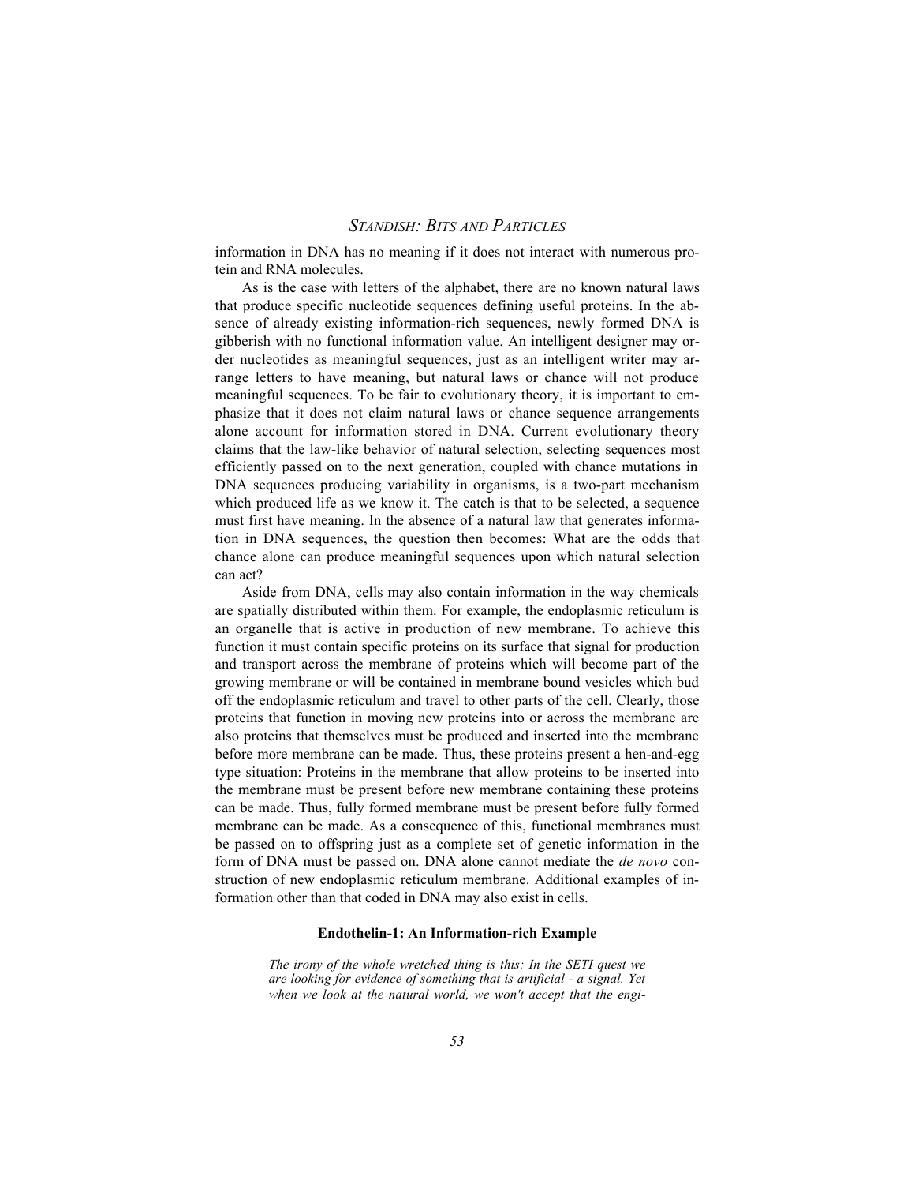information in DNA has no meaning if it does not interact with numerous protein and RNA molecules.

As is the case with letters of the alphabet, there are no known natural laws that produce specific nucleotide sequences defining useful proteins. In the absence of already existing information-rich sequences, newly formed DNA is gibberish with no functional information value. An intelligent designer may order nucleotides as meaningful sequences, just as an intelligent writer may arrange letters to have meaning, but natural laws or chance will not produce meaningful sequences. To be fair to evolutionary theory, it is important to emphasize that it does not claim natural laws or chance sequence arrangements alone account for information stored in DNA. Current evolutionary theory claims that the law-like behavior of natural selection, selecting sequences most efficiently passed on to the next generation, coupled with chance mutations in DNA sequences producing variability in organisms, is a two-part mechanism which produced life as we know it. The catch is that to be selected, a sequence must first have meaning. In the absence of a natural law that generates information in DNA sequences, the question then becomes: What are the odds that chance alone can produce meaningful sequences upon which natural selection can act?

Aside from DNA, cells may also contain information in the way chemicals are spatially distributed within them. For example, the endoplasmic reticulum is an organelle that is active in production of new membrane. To achieve this function it must contain specific proteins on its surface that signal for production and transport across the membrane of proteins which will become part of the growing membrane or will be contained in membrane bound vesicles which bud off the endoplasmic reticulum and travel to other parts of the cell. Clearly, those proteins that function in moving new proteins into or across the membrane are also proteins that themselves must be produced and inserted into the membrane before more membrane can be made. Thus, these proteins present a hen-and-egg type situation: Proteins in the membrane that allow proteins to be inserted into the membrane must be present before new membrane containing these proteins can be made. Thus, fully formed membrane must be present before fully formed membrane can be made. As a consequence of this, functional membranes must be passed on to offspring just as a complete set of genetic information in the form of DNA must be passed on. DNA alone cannot mediate the *de novo* construction of new endoplasmic reticulum membrane. Additional examples of information other than that coded in DNA may also exist in cells.

### Endothelin-1: An Information-rich Example

> *The irony of the whole wretched thing is this: In the SETI quest we are looking for evidence of something that is artificial - a signal. Yet when we look at the natural world, we won't accept that the engi-*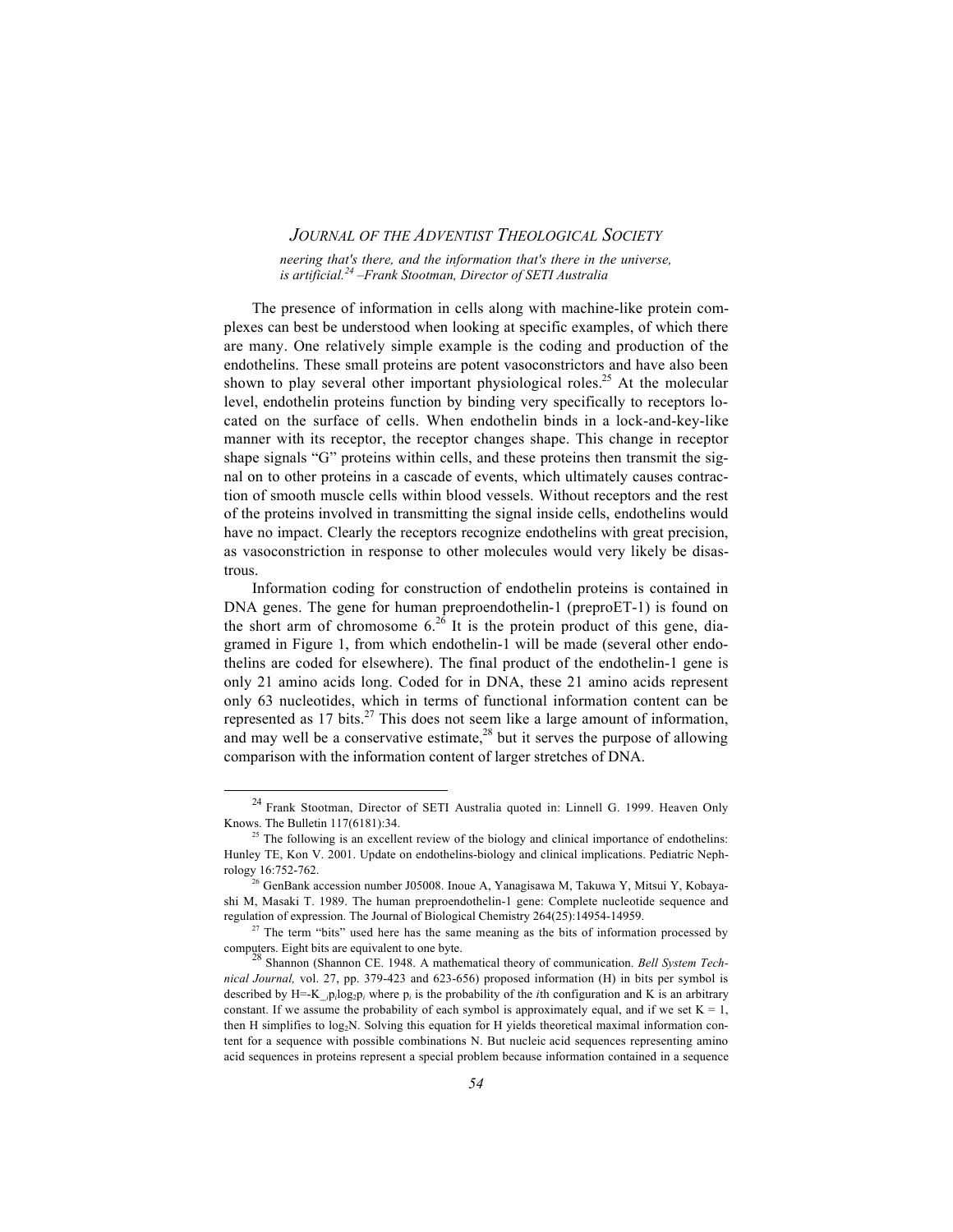*neering that's there, and the information that's there in the universe, is artificial.*[24] *–Frank Stootman, Director of SETI Australia*

The presence of information in cells along with machine-like protein complexes can best be understood when looking at specific examples, of which there are many. One relatively simple example is the coding and production of the endothelins. These small proteins are potent vasoconstrictors and have also been shown to play several other important physiological roles.[25] At the molecular level, endothelin proteins function by binding very specifically to receptors located on the surface of cells. When endothelin binds in a lock-and-key-like manner with its receptor, the receptor changes shape. This change in receptor shape signals "G" proteins within cells, and these proteins then transmit the signal on to other proteins in a cascade of events, which ultimately causes contraction of smooth muscle cells within blood vessels. Without receptors and the rest of the proteins involved in transmitting the signal inside cells, endothelins would have no impact. Clearly the receptors recognize endothelins with great precision, as vasoconstriction in response to other molecules would very likely be disastrous.

Information coding for construction of endothelin proteins is contained in DNA genes. The gene for human preproendothelin-1 (preproET-1) is found on the short arm of chromosome 6.[26] It is the protein product of this gene, diagramed in Figure 1, from which endothelin-1 will be made (several other endothelins are coded for elsewhere). The final product of the endothelin-1 gene is only 21 amino acids long. Coded for in DNA, these 21 amino acids represent only 63 nucleotides, which in terms of functional information content can be represented as 17 bits.[27] This does not seem like a large amount of information, and may well be a conservative estimate,[28] but it serves the purpose of allowing comparison with the information content of larger stretches of DNA.

---

[24] Frank Stootman, Director of SETI Australia quoted in: Linnell G. 1999. Heaven Only Knows. The Bulletin 117(6181):34.

[25] The following is an excellent review of the biology and clinical importance of endothelins: Hunley TE, Kon V. 2001. Update on endothelins-biology and clinical implications. Pediatric Nephrology 16:752-762.

[26] GenBank accession number J05008. Inoue A, Yanagisawa M, Takuwa Y, Mitsui Y, Kobayashi M, Masaki T. 1989. The human preproendothelin-1 gene: Complete nucleotide sequence and regulation of expression. The Journal of Biological Chemistry 264(25):14954-14959.

[27] The term "bits" used here has the same meaning as the bits of information processed by computers. Eight bits are equivalent to one byte.

[28] Shannon (Shannon CE. 1948. A mathematical theory of communication. *Bell System Technical Journal,* vol. 27, pp. 379-423 and 623-656) proposed information (H) in bits per symbol is described by $H=-K\sum_i p_i \log_2 p_i$ where $p_i$ is the probability of the $i$th configuration and K is an arbitrary constant. If we assume the probability of each symbol is approximately equal, and if we set $K = 1$, then H simplifies to $\log_2 N$. Solving this equation for H yields theoretical maximal information content for a sequence with possible combinations N. But nucleic acid sequences representing amino acid sequences in proteins represent a special problem because information contained in a sequence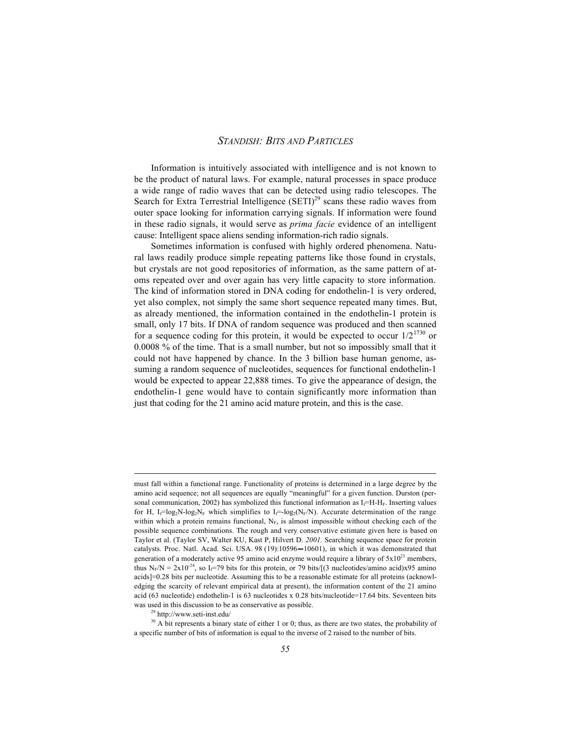Information is intuitively associated with intelligence and is not known to be the product of natural laws. For example, natural processes in space produce a wide range of radio waves that can be detected using radio telescopes. The Search for Extra Terrestrial Intelligence (SETI)[29] scans these radio waves from outer space looking for information carrying signals. If information were found in these radio signals, it would serve as *prima facie* evidence of an intelligent cause: Intelligent space aliens sending information-rich radio signals.

Sometimes information is confused with highly ordered phenomena. Natural laws readily produce simple repeating patterns like those found in crystals, but crystals are not good repositories of information, as the same pattern of atoms repeated over and over again has very little capacity to store information. The kind of information stored in DNA coding for endothelin-1 is very ordered, yet also complex, not simply the same short sequence repeated many times. But, as already mentioned, the information contained in the endothelin-1 protein is small, only 17 bits. If DNA of random sequence was produced and then scanned for a sequence coding for this protein, it would be expected to occur $1/2^{17}$[30] or 0.0008 % of the time. That is a small number, but not so impossibly small that it could not have happened by chance. In the 3 billion base human genome, assuming a random sequence of nucleotides, sequences for functional endothelin-1 would be expected to appear 22,888 times. To give the appearance of design, the endothelin-1 gene would have to contain significantly more information than just that coding for the 21 amino acid mature protein, and this is the case.

---

must fall within a functional range. Functionality of proteins is determined in a large degree by the amino acid sequence; not all sequences are equally "meaningful" for a given function. Durston (personal communication, 2002) has symbolized this functional information as $I_f=H-H_F$. Inserting values for H, $I_f=\log_2 N-\log_2 N_F$ which simplifies to $I_f=-\log_2(N_F/N)$. Accurate determination of the range within which a protein remains functional, $N_F$, is almost impossible without checking each of the possible sequence combinations. The rough and very conservative estimate given here is based on Taylor et al. (Taylor SV, Walter KU, Kast P, Hilvert D. *2001.* Searching sequence space for protein catalysts. Proc. Natl. Acad. Sci. USA. 98 (19):10596—10601), in which it was demonstrated that generation of a moderately active 95 amino acid enzyme would require a library of $5\text{x}10^{23}$ members, thus $N_F/N = 2\text{x}10^{-24}$, so $I_f=79$ bits for this protein, or 79 bits/[(3 nucleotides/amino acid)x95 amino acids]=0.28 bits per nucleotide. Assuming this to be a reasonable estimate for all proteins (acknowledging the scarcity of relevant empirical data at present), the information content of the 21 amino acid (63 nucleotide) endothelin-1 is 63 nucleotides x 0.28 bits/nucleotide=17.64 bits. Seventeen bits was used in this discussion to be as conservative as possible.

[29] http://www.seti-inst.edu/

[30] A bit represents a binary state of either 1 or 0; thus, as there are two states, the probability of a specific number of bits of information is equal to the inverse of 2 raised to the number of bits.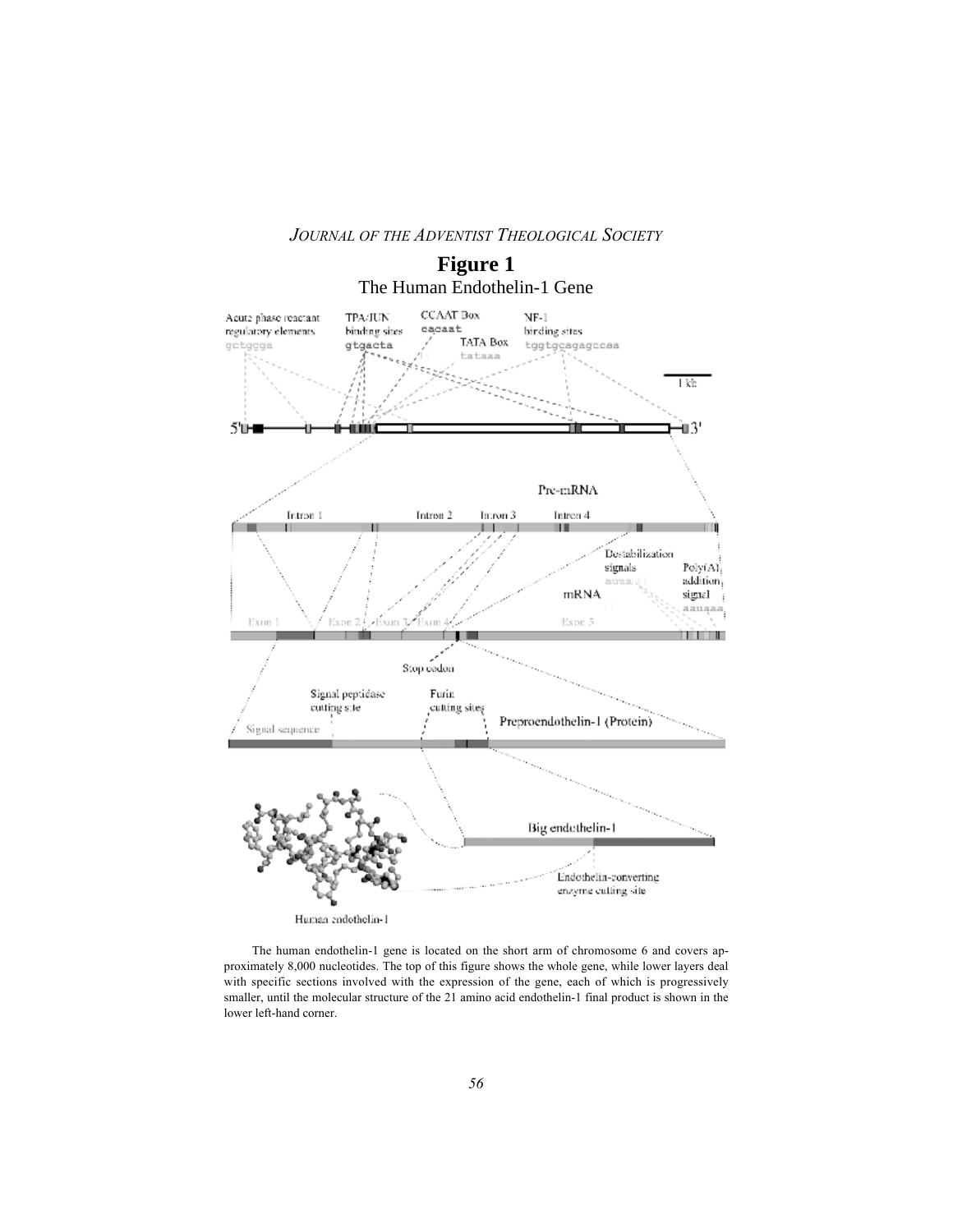# Figure 1

The Human Endothelin-1 Gene

The human endothelin-1 gene is located on the short arm of chromosome 6 and covers approximately 8,000 nucleotides. The top of this figure shows the whole gene, while lower layers deal with specific sections involved with the expression of the gene, each of which is progressively smaller, until the molecular structure of the 21 amino acid endothelin-1 final product is shown in the lower left-hand corner.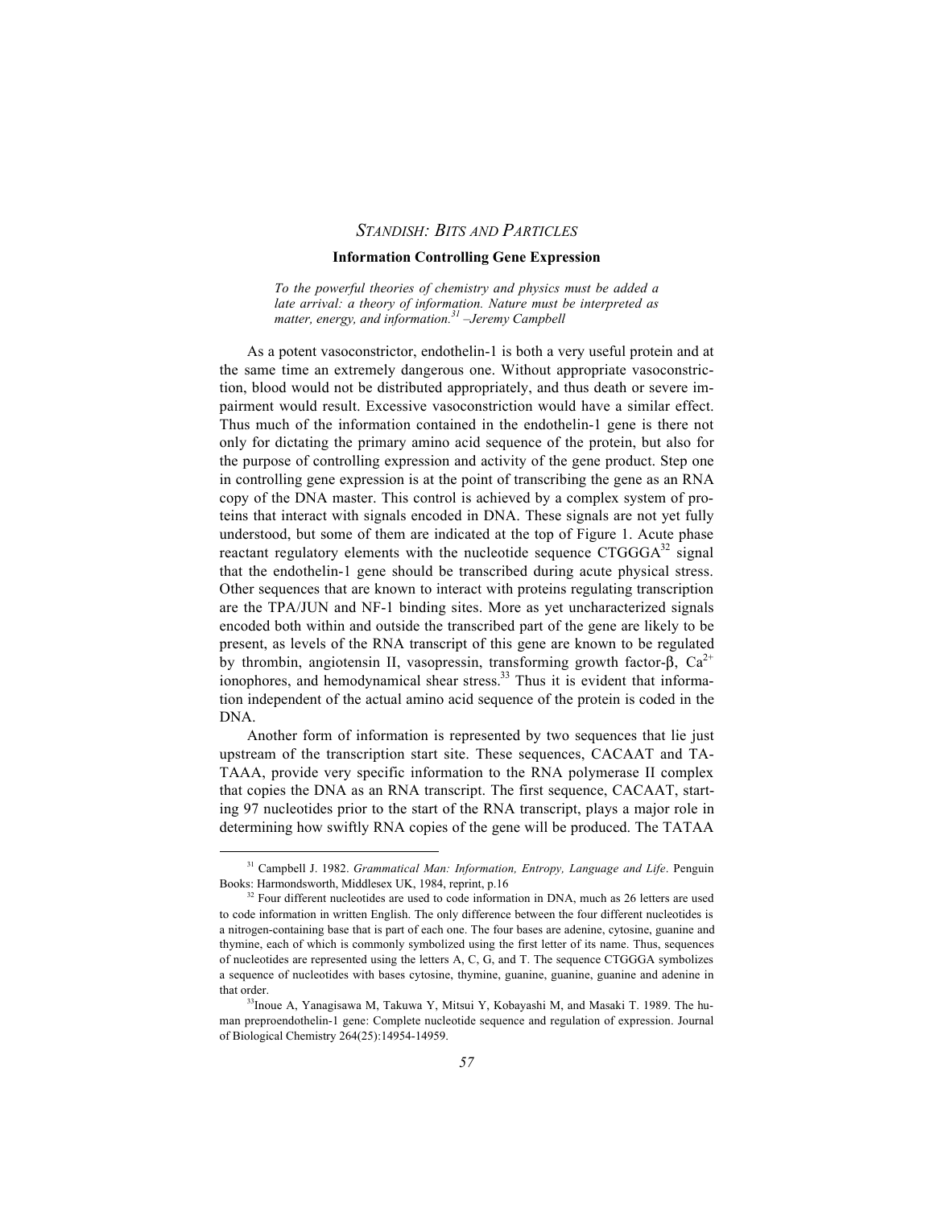## Information Controlling Gene Expression

*To the powerful theories of chemistry and physics must be added a late arrival: a theory of information. Nature must be interpreted as matter, energy, and information.*[31] *–Jeremy Campbell*

As a potent vasoconstrictor, endothelin-1 is both a very useful protein and at the same time an extremely dangerous one. Without appropriate vasoconstriction, blood would not be distributed appropriately, and thus death or severe impairment would result. Excessive vasoconstriction would have a similar effect. Thus much of the information contained in the endothelin-1 gene is there not only for dictating the primary amino acid sequence of the protein, but also for the purpose of controlling expression and activity of the gene product. Step one in controlling gene expression is at the point of transcribing the gene as an RNA copy of the DNA master. This control is achieved by a complex system of proteins that interact with signals encoded in DNA. These signals are not yet fully understood, but some of them are indicated at the top of Figure 1. Acute phase reactant regulatory elements with the nucleotide sequence CTGGGA[32] signal that the endothelin-1 gene should be transcribed during acute physical stress. Other sequences that are known to interact with proteins regulating transcription are the TPA/JUN and NF-1 binding sites. More as yet uncharacterized signals encoded both within and outside the transcribed part of the gene are likely to be present, as levels of the RNA transcript of this gene are known to be regulated by thrombin, angiotensin II, vasopressin, transforming growth factor-β, $Ca^{2+}$ ionophores, and hemodynamical shear stress.[33] Thus it is evident that information independent of the actual amino acid sequence of the protein is coded in the DNA.

Another form of information is represented by two sequences that lie just upstream of the transcription start site. These sequences, CACAAT and TATAAA, provide very specific information to the RNA polymerase II complex that copies the DNA as an RNA transcript. The first sequence, CACAAT, starting 97 nucleotides prior to the start of the RNA transcript, plays a major role in determining how swiftly RNA copies of the gene will be produced. The TATAA

---

[31] Campbell J. 1982. *Grammatical Man: Information, Entropy, Language and Life*. Penguin Books: Harmondsworth, Middlesex UK, 1984, reprint, p.16

[32] Four different nucleotides are used to code information in DNA, much as 26 letters are used to code information in written English. The only difference between the four different nucleotides is a nitrogen-containing base that is part of each one. The four bases are adenine, cytosine, guanine and thymine, each of which is commonly symbolized using the first letter of its name. Thus, sequences of nucleotides are represented using the letters A, C, G, and T. The sequence CTGGGA symbolizes a sequence of nucleotides with bases cytosine, thymine, guanine, guanine, guanine and adenine in that order.

[33] Inoue A, Yanagisawa M, Takuwa Y, Mitsui Y, Kobayashi M, and Masaki T. 1989. The human preproendothelin-1 gene: Complete nucleotide sequence and regulation of expression. Journal of Biological Chemistry 264(25):14954-14959.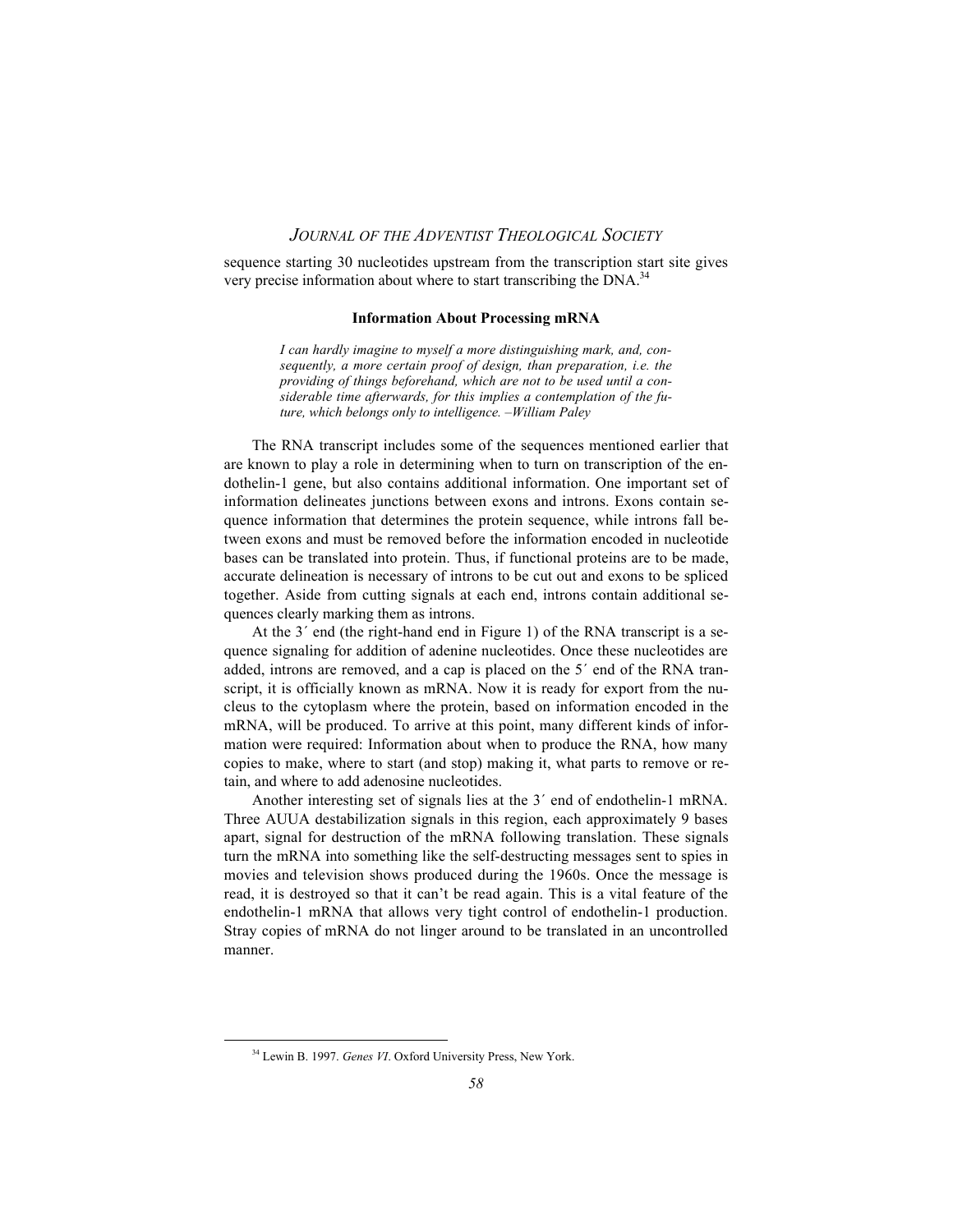sequence starting 30 nucleotides upstream from the transcription start site gives very precise information about where to start transcribing the DNA.[34]

### Information About Processing mRNA

> *I can hardly imagine to myself a more distinguishing mark, and, consequently, a more certain proof of design, than preparation, i.e. the providing of things beforehand, which are not to be used until a considerable time afterwards, for this implies a contemplation of the future, which belongs only to intelligence. –William Paley*

The RNA transcript includes some of the sequences mentioned earlier that are known to play a role in determining when to turn on transcription of the endothelin-1 gene, but also contains additional information. One important set of information delineates junctions between exons and introns. Exons contain sequence information that determines the protein sequence, while introns fall between exons and must be removed before the information encoded in nucleotide bases can be translated into protein. Thus, if functional proteins are to be made, accurate delineation is necessary of introns to be cut out and exons to be spliced together. Aside from cutting signals at each end, introns contain additional sequences clearly marking them as introns.

At the 3′ end (the right-hand end in Figure 1) of the RNA transcript is a sequence signaling for addition of adenine nucleotides. Once these nucleotides are added, introns are removed, and a cap is placed on the 5′ end of the RNA transcript, it is officially known as mRNA. Now it is ready for export from the nucleus to the cytoplasm where the protein, based on information encoded in the mRNA, will be produced. To arrive at this point, many different kinds of information were required: Information about when to produce the RNA, how many copies to make, where to start (and stop) making it, what parts to remove or retain, and where to add adenosine nucleotides.

Another interesting set of signals lies at the 3′ end of endothelin-1 mRNA. Three AUUA destabilization signals in this region, each approximately 9 bases apart, signal for destruction of the mRNA following translation. These signals turn the mRNA into something like the self-destructing messages sent to spies in movies and television shows produced during the 1960s. Once the message is read, it is destroyed so that it can't be read again. This is a vital feature of the endothelin-1 mRNA that allows very tight control of endothelin-1 production. Stray copies of mRNA do not linger around to be translated in an uncontrolled manner.

---

[34] Lewin B. 1997. *Genes VI*. Oxford University Press, New York.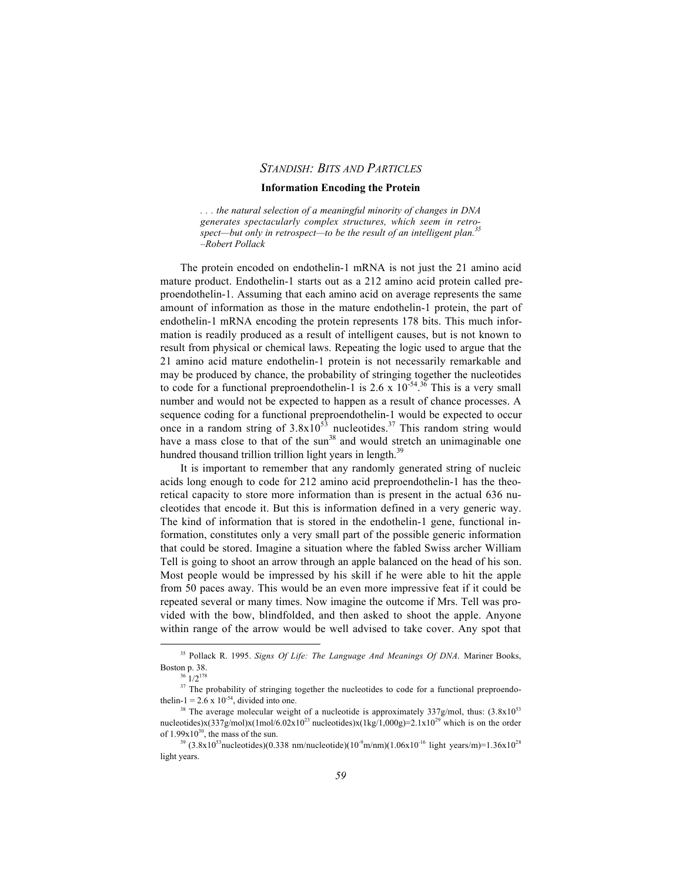### Information Encoding the Protein

> *. . . the natural selection of a meaningful minority of changes in DNA generates spectacularly complex structures, which seem in retrospect—but only in retrospect—to be the result of an intelligent plan.*[35]
> *–Robert Pollack*

The protein encoded on endothelin-1 mRNA is not just the 21 amino acid mature product. Endothelin-1 starts out as a 212 amino acid protein called preproendothelin-1. Assuming that each amino acid on average represents the same amount of information as those in the mature endothelin-1 protein, the part of endothelin-1 mRNA encoding the protein represents 178 bits. This much information is readily produced as a result of intelligent causes, but is not known to result from physical or chemical laws. Repeating the logic used to argue that the 21 amino acid mature endothelin-1 protein is not necessarily remarkable and may be produced by chance, the probability of stringing together the nucleotides to code for a functional preproendothelin-1 is $2.6 \times 10^{-54}$.[36] This is a very small number and would not be expected to happen as a result of chance processes. A sequence coding for a functional preproendothelin-1 would be expected to occur once in a random string of $3.8 \times 10^{53}$ nucleotides.[37] This random string would have a mass close to that of the sun[38] and would stretch an unimaginable one hundred thousand trillion trillion light years in length.[39]

It is important to remember that any randomly generated string of nucleic acids long enough to code for 212 amino acid preproendothelin-1 has the theoretical capacity to store more information than is present in the actual 636 nucleotides that encode it. But this is information defined in a very generic way. The kind of information that is stored in the endothelin-1 gene, functional information, constitutes only a very small part of the possible generic information that could be stored. Imagine a situation where the fabled Swiss archer William Tell is going to shoot an arrow through an apple balanced on the head of his son. Most people would be impressed by his skill if he were able to hit the apple from 50 paces away. This would be an even more impressive feat if it could be repeated several or many times. Now imagine the outcome if Mrs. Tell was provided with the bow, blindfolded, and then asked to shoot the apple. Anyone within range of the arrow would be well advised to take cover. Any spot that

---

[35] Pollack R. 1995. *Signs Of Life: The Language And Meanings Of DNA*. Mariner Books, Boston p. 38.

[36] $1/2^{178}$

[37] The probability of stringing together the nucleotides to code for a functional preproendothelin-1 = $2.6 \times 10^{-54}$, divided into one.

[38] The average molecular weight of a nucleotide is approximately 337g/mol, thus: $(3.8 \times 10^{53}$ nucleotides$)\times(337$g/mol$)\times(1$mol$/6.02 \times 10^{23}$ nucleotides$)\times(1$kg$/1{,}000$g$) = 2.1 \times 10^{29}$ which is on the order of $1.99 \times 10^{30}$, the mass of the sun.

[39] $(3.8 \times 10^{53}$nucleotides$)(0.338$ nm/nucleotide$)(10^{-9}$m/nm$)(1.06 \times 10^{-16}$ light years/m$) = 1.36 \times 10^{28}$ light years.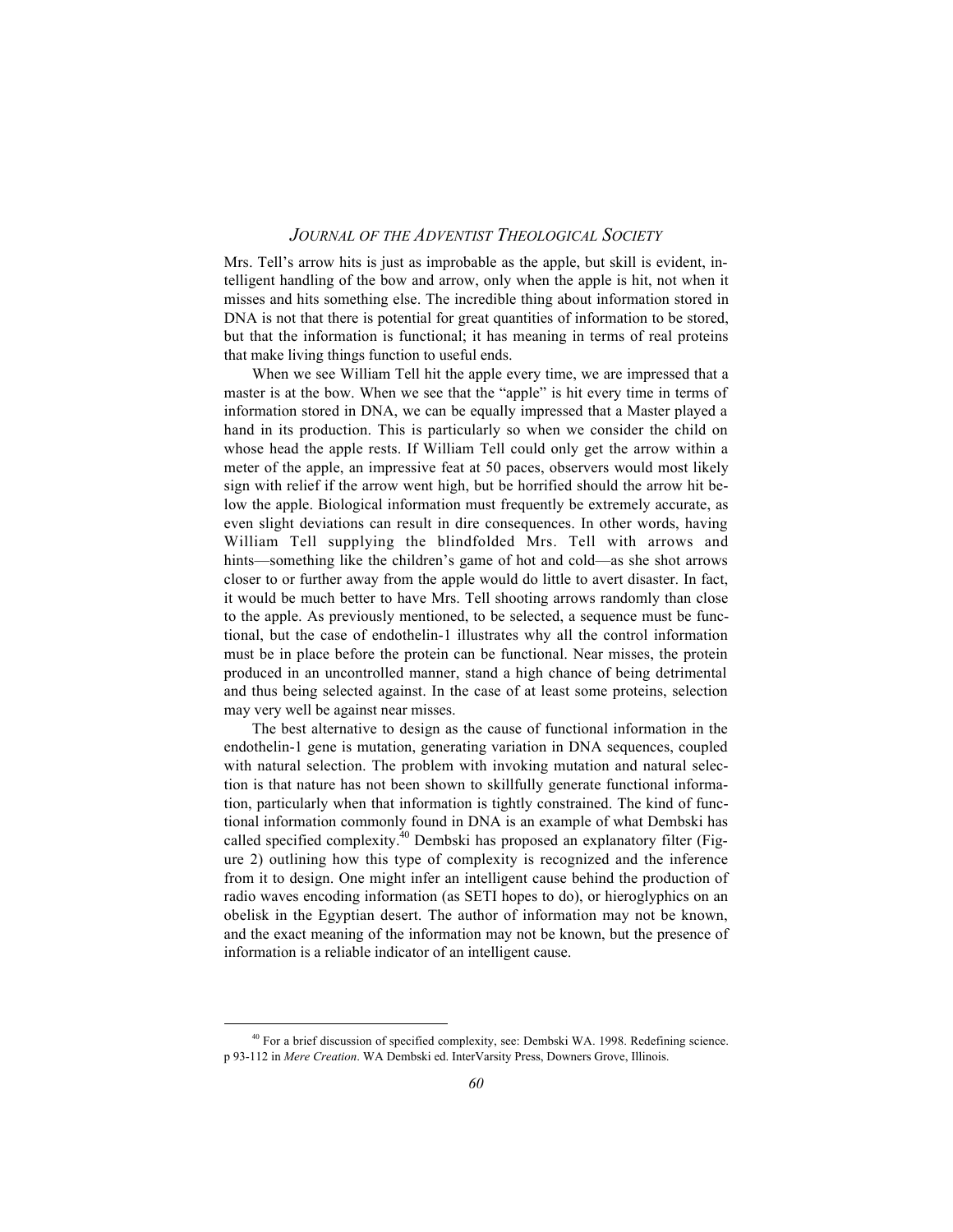Mrs. Tell's arrow hits is just as improbable as the apple, but skill is evident, intelligent handling of the bow and arrow, only when the apple is hit, not when it misses and hits something else. The incredible thing about information stored in DNA is not that there is potential for great quantities of information to be stored, but that the information is functional; it has meaning in terms of real proteins that make living things function to useful ends.

When we see William Tell hit the apple every time, we are impressed that a master is at the bow. When we see that the "apple" is hit every time in terms of information stored in DNA, we can be equally impressed that a Master played a hand in its production. This is particularly so when we consider the child on whose head the apple rests. If William Tell could only get the arrow within a meter of the apple, an impressive feat at 50 paces, observers would most likely sign with relief if the arrow went high, but be horrified should the arrow hit below the apple. Biological information must frequently be extremely accurate, as even slight deviations can result in dire consequences. In other words, having William Tell supplying the blindfolded Mrs. Tell with arrows and hints—something like the children's game of hot and cold—as she shot arrows closer to or further away from the apple would do little to avert disaster. In fact, it would be much better to have Mrs. Tell shooting arrows randomly than close to the apple. As previously mentioned, to be selected, a sequence must be functional, but the case of endothelin-1 illustrates why all the control information must be in place before the protein can be functional. Near misses, the protein produced in an uncontrolled manner, stand a high chance of being detrimental and thus being selected against. In the case of at least some proteins, selection may very well be against near misses.

The best alternative to design as the cause of functional information in the endothelin-1 gene is mutation, generating variation in DNA sequences, coupled with natural selection. The problem with invoking mutation and natural selection is that nature has not been shown to skillfully generate functional information, particularly when that information is tightly constrained. The kind of functional information commonly found in DNA is an example of what Dembski has called specified complexity.[40] Dembski has proposed an explanatory filter (Figure 2) outlining how this type of complexity is recognized and the inference from it to design. One might infer an intelligent cause behind the production of radio waves encoding information (as SETI hopes to do), or hieroglyphics on an obelisk in the Egyptian desert. The author of information may not be known, and the exact meaning of the information may not be known, but the presence of information is a reliable indicator of an intelligent cause.

[40] For a brief discussion of specified complexity, see: Dembski WA. 1998. Redefining science. p 93-112 in *Mere Creation*. WA Dembski ed. InterVarsity Press, Downers Grove, Illinois.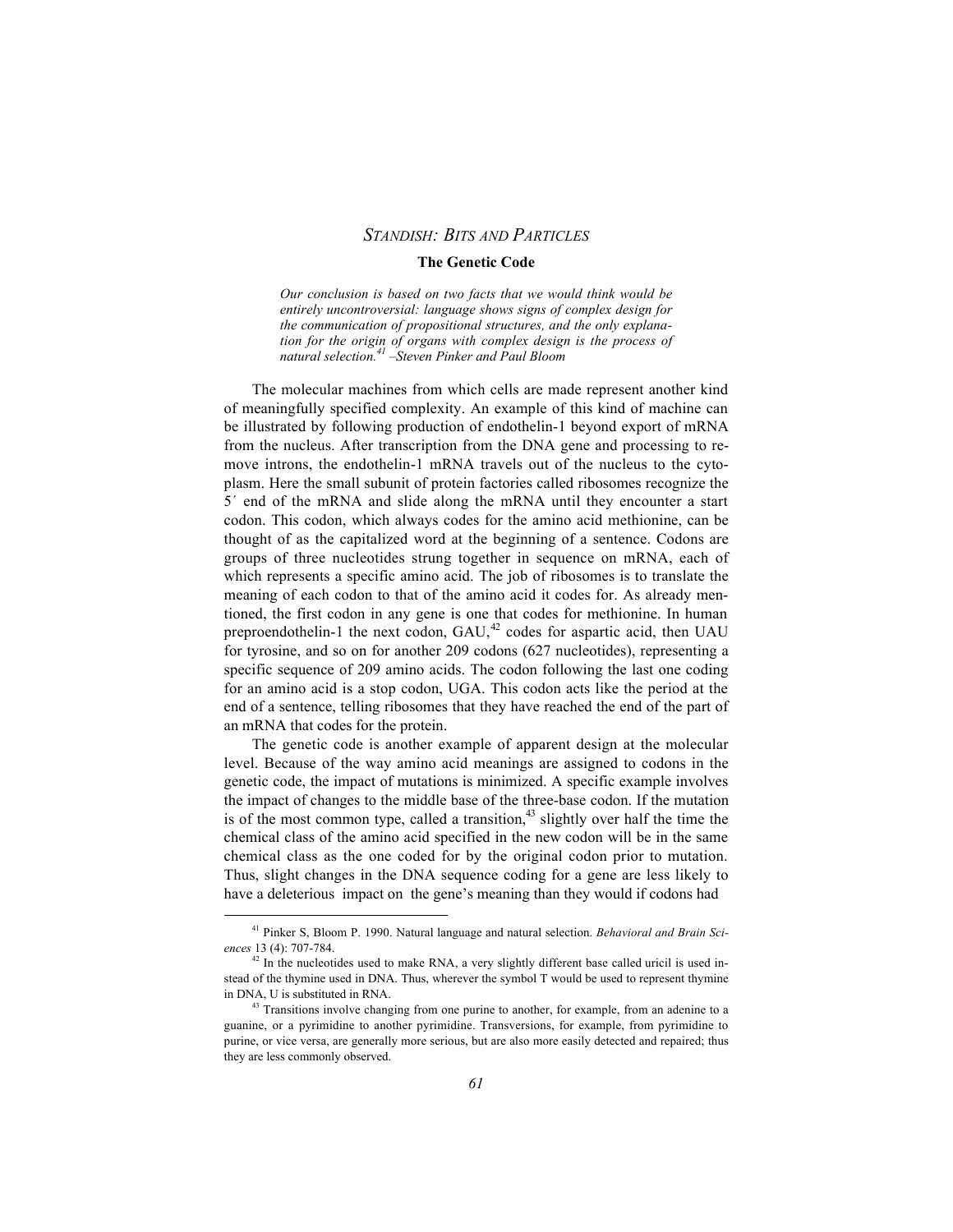## The Genetic Code

> *Our conclusion is based on two facts that we would think would be entirely uncontroversial: language shows signs of complex design for the communication of propositional structures, and the only explanation for the origin of organs with complex design is the process of natural selection.*[41] *–Steven Pinker and Paul Bloom*

The molecular machines from which cells are made represent another kind of meaningfully specified complexity. An example of this kind of machine can be illustrated by following production of endothelin-1 beyond export of mRNA from the nucleus. After transcription from the DNA gene and processing to remove introns, the endothelin-1 mRNA travels out of the nucleus to the cytoplasm. Here the small subunit of protein factories called ribosomes recognize the 5′ end of the mRNA and slide along the mRNA until they encounter a start codon. This codon, which always codes for the amino acid methionine, can be thought of as the capitalized word at the beginning of a sentence. Codons are groups of three nucleotides strung together in sequence on mRNA, each of which represents a specific amino acid. The job of ribosomes is to translate the meaning of each codon to that of the amino acid it codes for. As already mentioned, the first codon in any gene is one that codes for methionine. In human preproendothelin-1 the next codon, GAU,[42] codes for aspartic acid, then UAU for tyrosine, and so on for another 209 codons (627 nucleotides), representing a specific sequence of 209 amino acids. The codon following the last one coding for an amino acid is a stop codon, UGA. This codon acts like the period at the end of a sentence, telling ribosomes that they have reached the end of the part of an mRNA that codes for the protein.

The genetic code is another example of apparent design at the molecular level. Because of the way amino acid meanings are assigned to codons in the genetic code, the impact of mutations is minimized. A specific example involves the impact of changes to the middle base of the three-base codon. If the mutation is of the most common type, called a transition,[43] slightly over half the time the chemical class of the amino acid specified in the new codon will be in the same chemical class as the one coded for by the original codon prior to mutation. Thus, slight changes in the DNA sequence coding for a gene are less likely to have a deleterious impact on the gene's meaning than they would if codons had

---

[41] Pinker S, Bloom P. 1990. Natural language and natural selection. *Behavioral and Brain Sciences* 13 (4): 707-784.

[42] In the nucleotides used to make RNA, a very slightly different base called uricil is used instead of the thymine used in DNA. Thus, wherever the symbol T would be used to represent thymine in DNA, U is substituted in RNA.

[43] Transitions involve changing from one purine to another, for example, from an adenine to a guanine, or a pyrimidine to another pyrimidine. Transversions, for example, from pyrimidine to purine, or vice versa, are generally more serious, but are also more easily detected and repaired; thus they are less commonly observed.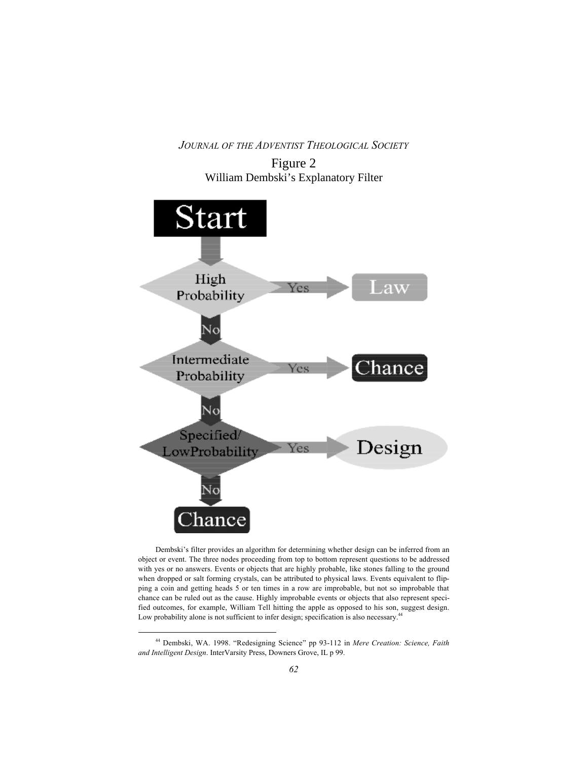Figure 2
William Dembski's Explanatory Filter

Start

High Probability — Yes → Law

No

Intermediate Probability — Yes → Chance

No

Specified/ LowProbability — Yes → Design

No

Chance

Dembski's filter provides an algorithm for determining whether design can be inferred from an object or event. The three nodes proceeding from top to bottom represent questions to be addressed with yes or no answers. Events or objects that are highly probable, like stones falling to the ground when dropped or salt forming crystals, can be attributed to physical laws. Events equivalent to flipping a coin and getting heads 5 or ten times in a row are improbable, but not so improbable that chance can be ruled out as the cause. Highly improbable events or objects that also represent specified outcomes, for example, William Tell hitting the apple as opposed to his son, suggest design. Low probability alone is not sufficient to infer design; specification is also necessary.[44]

---

[44] Dembski, WA. 1998. "Redesigning Science" pp 93-112 in *Mere Creation: Science, Faith and Intelligent Design*. InterVarsity Press, Downers Grove, IL p 99.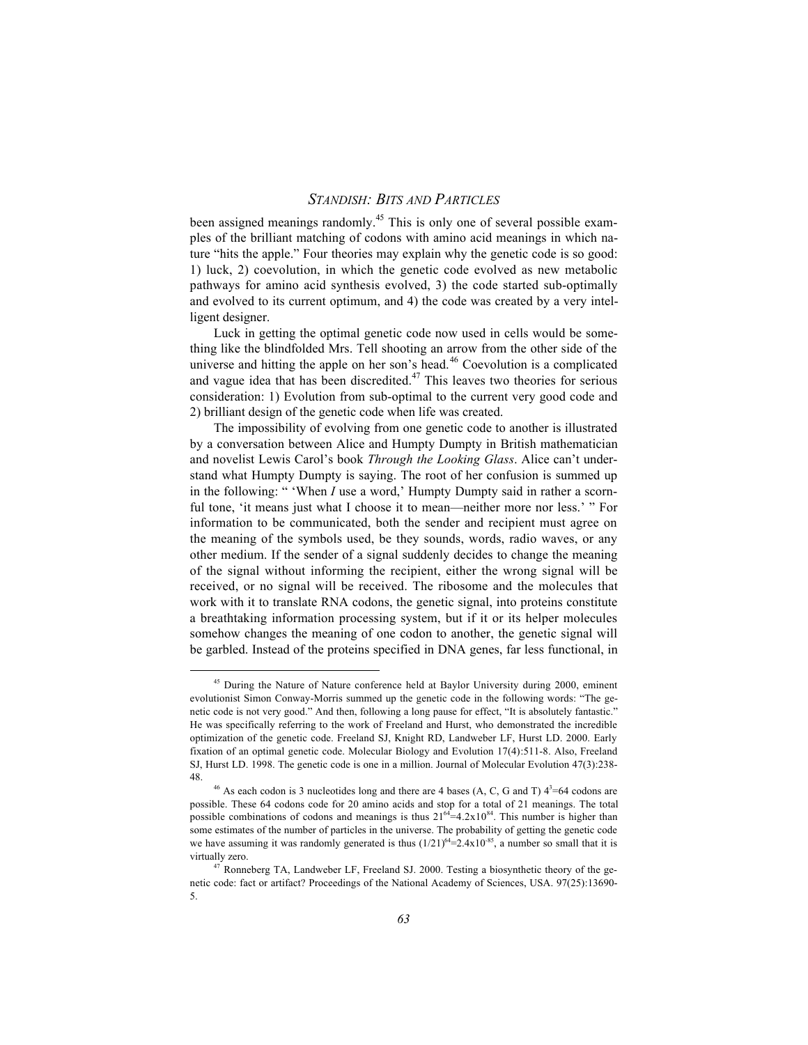been assigned meanings randomly.[45] This is only one of several possible examples of the brilliant matching of codons with amino acid meanings in which nature "hits the apple." Four theories may explain why the genetic code is so good: 1) luck, 2) coevolution, in which the genetic code evolved as new metabolic pathways for amino acid synthesis evolved, 3) the code started sub-optimally and evolved to its current optimum, and 4) the code was created by a very intelligent designer.

Luck in getting the optimal genetic code now used in cells would be something like the blindfolded Mrs. Tell shooting an arrow from the other side of the universe and hitting the apple on her son's head.[46] Coevolution is a complicated and vague idea that has been discredited.[47] This leaves two theories for serious consideration: 1) Evolution from sub-optimal to the current very good code and 2) brilliant design of the genetic code when life was created.

The impossibility of evolving from one genetic code to another is illustrated by a conversation between Alice and Humpty Dumpty in British mathematician and novelist Lewis Carol's book *Through the Looking Glass*. Alice can't understand what Humpty Dumpty is saying. The root of her confusion is summed up in the following: " 'When *I* use a word,' Humpty Dumpty said in rather a scornful tone, 'it means just what I choose it to mean—neither more nor less.' " For information to be communicated, both the sender and recipient must agree on the meaning of the symbols used, be they sounds, words, radio waves, or any other medium. If the sender of a signal suddenly decides to change the meaning of the signal without informing the recipient, either the wrong signal will be received, or no signal will be received. The ribosome and the molecules that work with it to translate RNA codons, the genetic signal, into proteins constitute a breathtaking information processing system, but if it or its helper molecules somehow changes the meaning of one codon to another, the genetic signal will be garbled. Instead of the proteins specified in DNA genes, far less functional, in

---

[45] During the Nature of Nature conference held at Baylor University during 2000, eminent evolutionist Simon Conway-Morris summed up the genetic code in the following words: "The genetic code is not very good." And then, following a long pause for effect, "It is absolutely fantastic." He was specifically referring to the work of Freeland and Hurst, who demonstrated the incredible optimization of the genetic code. Freeland SJ, Knight RD, Landweber LF, Hurst LD. 2000. Early fixation of an optimal genetic code. Molecular Biology and Evolution 17(4):511-8. Also, Freeland SJ, Hurst LD. 1998. The genetic code is one in a million. Journal of Molecular Evolution 47(3):238-48.

[46] As each codon is 3 nucleotides long and there are 4 bases (A, C, G and T) $4^3=64$ codons are possible. These 64 codons code for 20 amino acids and stop for a total of 21 meanings. The total possible combinations of codons and meanings is thus $21^{64}=4.2\text{x}10^{84}$. This number is higher than some estimates of the number of particles in the universe. The probability of getting the genetic code we have assuming it was randomly generated is thus $(1/21)^{64}=2.4\text{x}10^{-85}$, a number so small that it is virtually zero.

[47] Ronneberg TA, Landweber LF, Freeland SJ. 2000. Testing a biosynthetic theory of the genetic code: fact or artifact? Proceedings of the National Academy of Sciences, USA. 97(25):13690-5.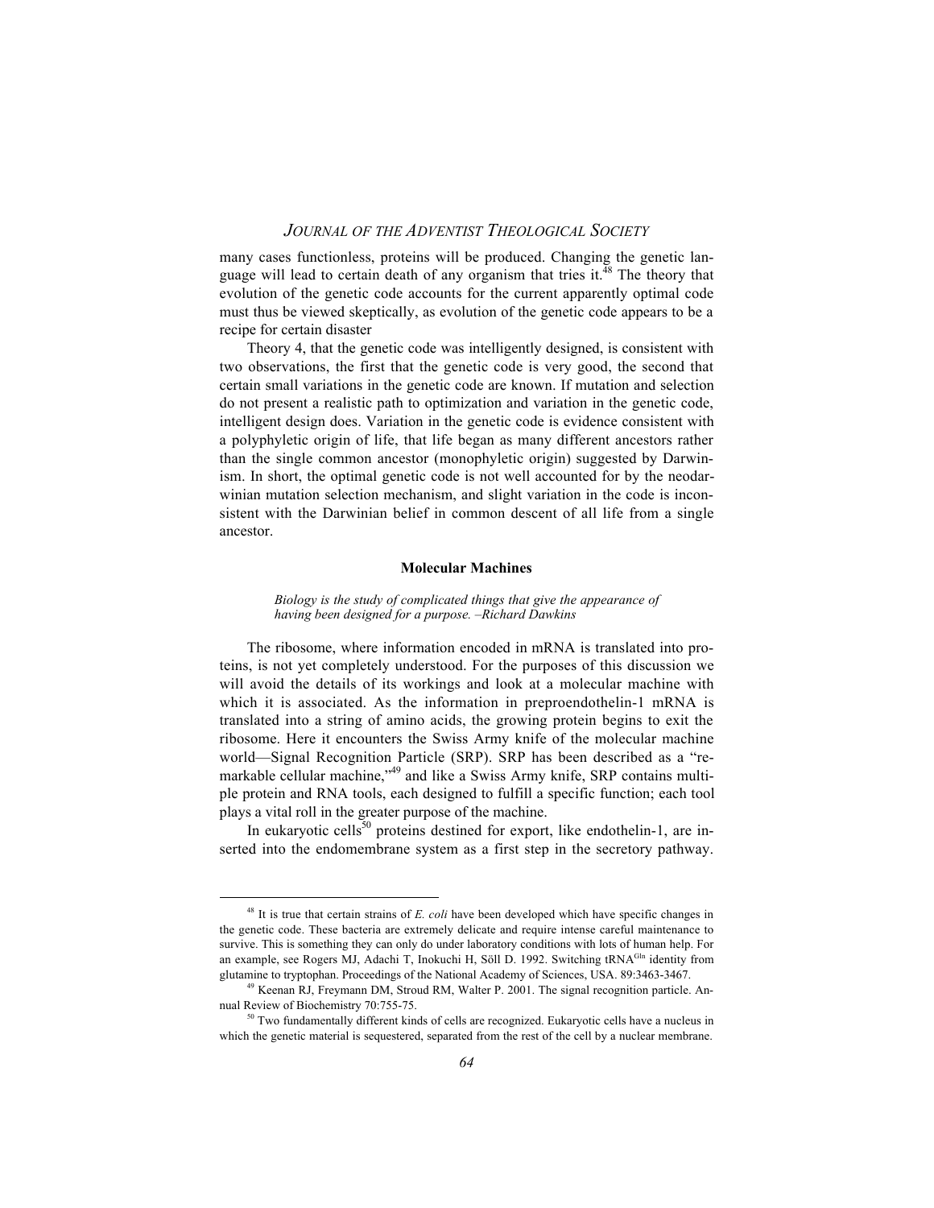many cases functionless, proteins will be produced. Changing the genetic language will lead to certain death of any organism that tries it.[48] The theory that evolution of the genetic code accounts for the current apparently optimal code must thus be viewed skeptically, as evolution of the genetic code appears to be a recipe for certain disaster

Theory 4, that the genetic code was intelligently designed, is consistent with two observations, the first that the genetic code is very good, the second that certain small variations in the genetic code are known. If mutation and selection do not present a realistic path to optimization and variation in the genetic code, intelligent design does. Variation in the genetic code is evidence consistent with a polyphyletic origin of life, that life began as many different ancestors rather than the single common ancestor (monophyletic origin) suggested by Darwinism. In short, the optimal genetic code is not well accounted for by the neodarwinian mutation selection mechanism, and slight variation in the code is inconsistent with the Darwinian belief in common descent of all life from a single ancestor.

### Molecular Machines

*Biology is the study of complicated things that give the appearance of having been designed for a purpose. –Richard Dawkins*

The ribosome, where information encoded in mRNA is translated into proteins, is not yet completely understood. For the purposes of this discussion we will avoid the details of its workings and look at a molecular machine with which it is associated. As the information in preproendothelin-1 mRNA is translated into a string of amino acids, the growing protein begins to exit the ribosome. Here it encounters the Swiss Army knife of the molecular machine world—Signal Recognition Particle (SRP). SRP has been described as a "remarkable cellular machine,"[49] and like a Swiss Army knife, SRP contains multiple protein and RNA tools, each designed to fulfill a specific function; each tool plays a vital roll in the greater purpose of the machine.

In eukaryotic cells[50] proteins destined for export, like endothelin-1, are inserted into the endomembrane system as a first step in the secretory pathway.

---

[48] It is true that certain strains of *E. coli* have been developed which have specific changes in the genetic code. These bacteria are extremely delicate and require intense careful maintenance to survive. This is something they can only do under laboratory conditions with lots of human help. For an example, see Rogers MJ, Adachi T, Inokuchi H, Söll D. 1992. Switching $tRNA^{Gln}$ identity from glutamine to tryptophan. Proceedings of the National Academy of Sciences, USA. 89:3463-3467.

[49] Keenan RJ, Freymann DM, Stroud RM, Walter P. 2001. The signal recognition particle. Annual Review of Biochemistry 70:755-75.

[50] Two fundamentally different kinds of cells are recognized. Eukaryotic cells have a nucleus in which the genetic material is sequestered, separated from the rest of the cell by a nuclear membrane.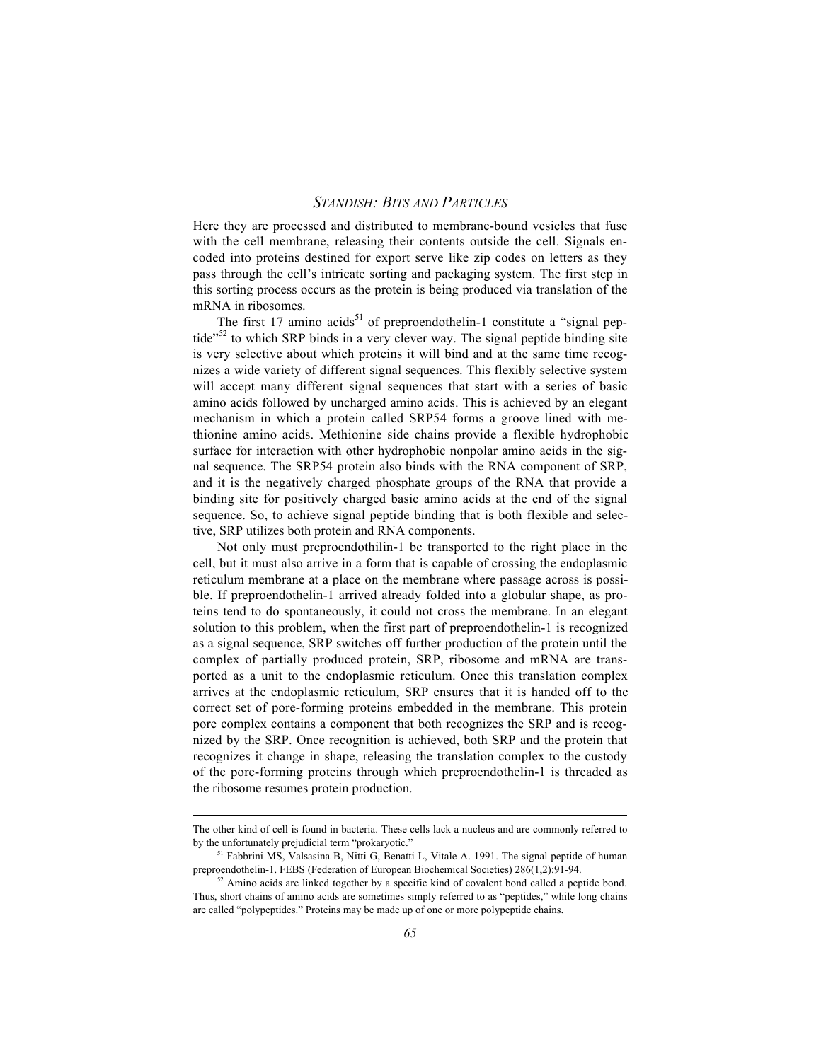Here they are processed and distributed to membrane-bound vesicles that fuse with the cell membrane, releasing their contents outside the cell. Signals encoded into proteins destined for export serve like zip codes on letters as they pass through the cell's intricate sorting and packaging system. The first step in this sorting process occurs as the protein is being produced via translation of the mRNA in ribosomes.

The first 17 amino acids[51] of preproendothelin-1 constitute a "signal peptide"[52] to which SRP binds in a very clever way. The signal peptide binding site is very selective about which proteins it will bind and at the same time recognizes a wide variety of different signal sequences. This flexibly selective system will accept many different signal sequences that start with a series of basic amino acids followed by uncharged amino acids. This is achieved by an elegant mechanism in which a protein called SRP54 forms a groove lined with methionine amino acids. Methionine side chains provide a flexible hydrophobic surface for interaction with other hydrophobic nonpolar amino acids in the signal sequence. The SRP54 protein also binds with the RNA component of SRP, and it is the negatively charged phosphate groups of the RNA that provide a binding site for positively charged basic amino acids at the end of the signal sequence. So, to achieve signal peptide binding that is both flexible and selective, SRP utilizes both protein and RNA components.

Not only must preproendothilin-1 be transported to the right place in the cell, but it must also arrive in a form that is capable of crossing the endoplasmic reticulum membrane at a place on the membrane where passage across is possible. If preproendothelin-1 arrived already folded into a globular shape, as proteins tend to do spontaneously, it could not cross the membrane. In an elegant solution to this problem, when the first part of preproendothelin-1 is recognized as a signal sequence, SRP switches off further production of the protein until the complex of partially produced protein, SRP, ribosome and mRNA are transported as a unit to the endoplasmic reticulum. Once this translation complex arrives at the endoplasmic reticulum, SRP ensures that it is handed off to the correct set of pore-forming proteins embedded in the membrane. This protein pore complex contains a component that both recognizes the SRP and is recognized by the SRP. Once recognition is achieved, both SRP and the protein that recognizes it change in shape, releasing the translation complex to the custody of the pore-forming proteins through which preproendothelin-1 is threaded as the ribosome resumes protein production.

---

The other kind of cell is found in bacteria. These cells lack a nucleus and are commonly referred to by the unfortunately prejudicial term "prokaryotic."

[51] Fabbrini MS, Valsasina B, Nitti G, Benatti L, Vitale A. 1991. The signal peptide of human preproendothelin-1. FEBS (Federation of European Biochemical Societies) 286(1,2):91-94.

[52] Amino acids are linked together by a specific kind of covalent bond called a peptide bond. Thus, short chains of amino acids are sometimes simply referred to as "peptides," while long chains are called "polypeptides." Proteins may be made up of one or more polypeptide chains.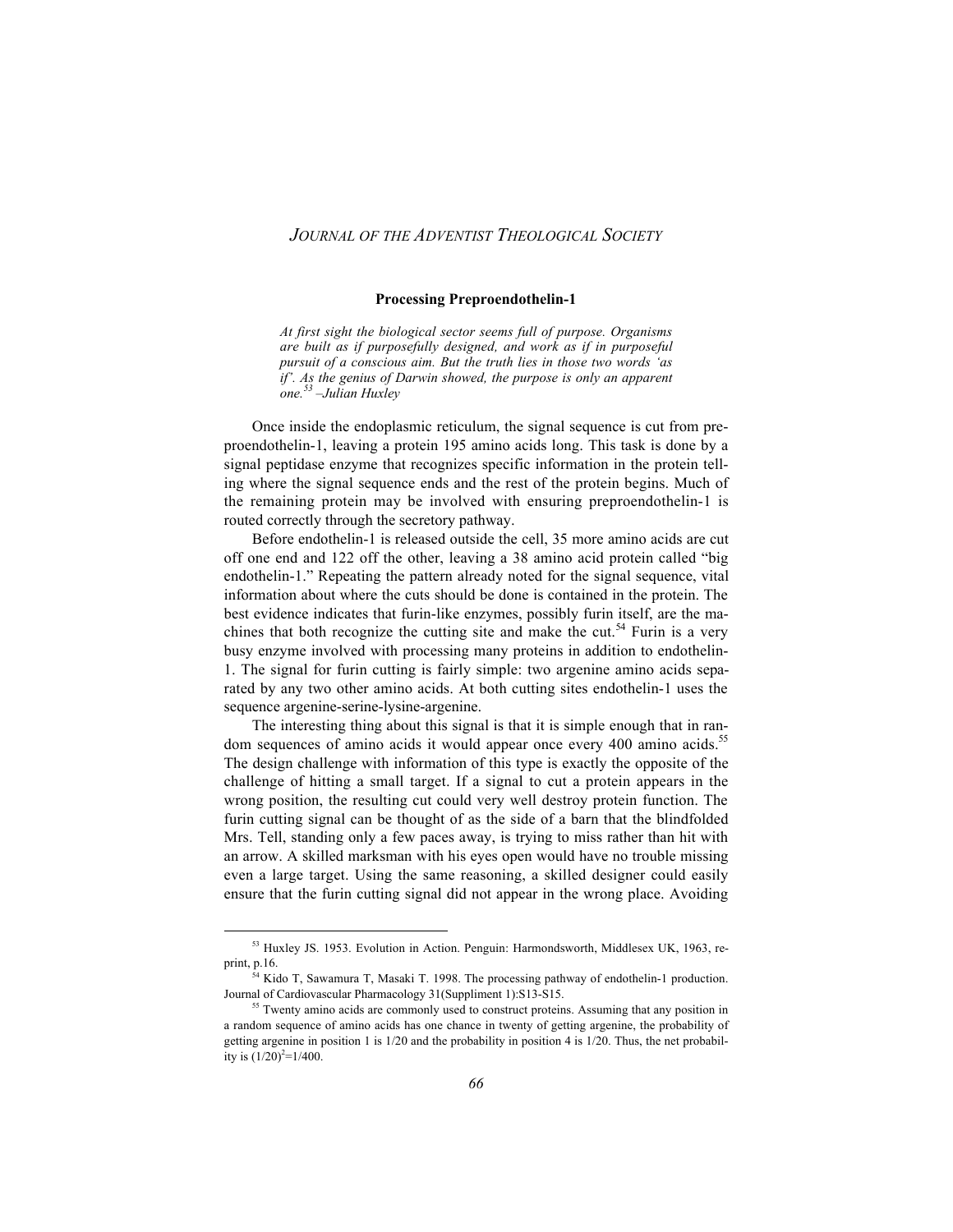### Processing Preproendothelin-1

*At first sight the biological sector seems full of purpose. Organisms are built as if purposefully designed, and work as if in purposeful pursuit of a conscious aim. But the truth lies in those two words 'as if'. As the genius of Darwin showed, the purpose is only an apparent one.*[53] *–Julian Huxley*

Once inside the endoplasmic reticulum, the signal sequence is cut from preproendothelin-1, leaving a protein 195 amino acids long. This task is done by a signal peptidase enzyme that recognizes specific information in the protein telling where the signal sequence ends and the rest of the protein begins. Much of the remaining protein may be involved with ensuring preproendothelin-1 is routed correctly through the secretory pathway.

Before endothelin-1 is released outside the cell, 35 more amino acids are cut off one end and 122 off the other, leaving a 38 amino acid protein called "big endothelin-1." Repeating the pattern already noted for the signal sequence, vital information about where the cuts should be done is contained in the protein. The best evidence indicates that furin-like enzymes, possibly furin itself, are the machines that both recognize the cutting site and make the cut.[54] Furin is a very busy enzyme involved with processing many proteins in addition to endothelin-1. The signal for furin cutting is fairly simple: two argenine amino acids separated by any two other amino acids. At both cutting sites endothelin-1 uses the sequence argenine-serine-lysine-argenine.

The interesting thing about this signal is that it is simple enough that in random sequences of amino acids it would appear once every 400 amino acids.[55] The design challenge with information of this type is exactly the opposite of the challenge of hitting a small target. If a signal to cut a protein appears in the wrong position, the resulting cut could very well destroy protein function. The furin cutting signal can be thought of as the side of a barn that the blindfolded Mrs. Tell, standing only a few paces away, is trying to miss rather than hit with an arrow. A skilled marksman with his eyes open would have no trouble missing even a large target. Using the same reasoning, a skilled designer could easily ensure that the furin cutting signal did not appear in the wrong place. Avoiding

---

[53] Huxley JS. 1953. Evolution in Action. Penguin: Harmondsworth, Middlesex UK, 1963, reprint, p.16.

[54] Kido T, Sawamura T, Masaki T. 1998. The processing pathway of endothelin-1 production. Journal of Cardiovascular Pharmacology 31(Suppliment 1):S13-S15.

[55] Twenty amino acids are commonly used to construct proteins. Assuming that any position in a random sequence of amino acids has one chance in twenty of getting argenine, the probability of getting argenine in position 1 is 1/20 and the probability in position 4 is 1/20. Thus, the net probability is $(1/20)^2=1/400$.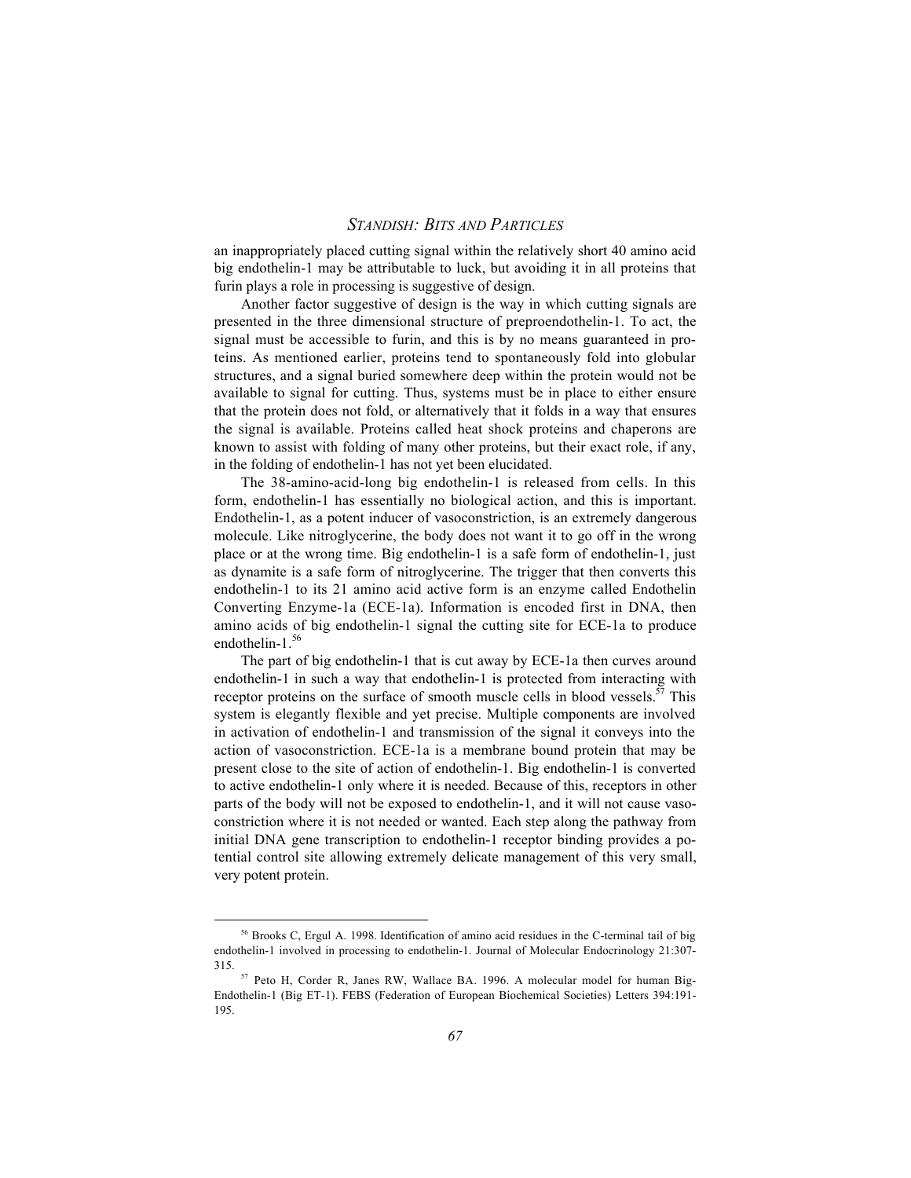an inappropriately placed cutting signal within the relatively short 40 amino acid big endothelin-1 may be attributable to luck, but avoiding it in all proteins that furin plays a role in processing is suggestive of design.

Another factor suggestive of design is the way in which cutting signals are presented in the three dimensional structure of preproendothelin-1. To act, the signal must be accessible to furin, and this is by no means guaranteed in proteins. As mentioned earlier, proteins tend to spontaneously fold into globular structures, and a signal buried somewhere deep within the protein would not be available to signal for cutting. Thus, systems must be in place to either ensure that the protein does not fold, or alternatively that it folds in a way that ensures the signal is available. Proteins called heat shock proteins and chaperons are known to assist with folding of many other proteins, but their exact role, if any, in the folding of endothelin-1 has not yet been elucidated.

The 38-amino-acid-long big endothelin-1 is released from cells. In this form, endothelin-1 has essentially no biological action, and this is important. Endothelin-1, as a potent inducer of vasoconstriction, is an extremely dangerous molecule. Like nitroglycerine, the body does not want it to go off in the wrong place or at the wrong time. Big endothelin-1 is a safe form of endothelin-1, just as dynamite is a safe form of nitroglycerine. The trigger that then converts this endothelin-1 to its 21 amino acid active form is an enzyme called Endothelin Converting Enzyme-1a (ECE-1a). Information is encoded first in DNA, then amino acids of big endothelin-1 signal the cutting site for ECE-1a to produce endothelin-1.[56]

The part of big endothelin-1 that is cut away by ECE-1a then curves around endothelin-1 in such a way that endothelin-1 is protected from interacting with receptor proteins on the surface of smooth muscle cells in blood vessels.[57] This system is elegantly flexible and yet precise. Multiple components are involved in activation of endothelin-1 and transmission of the signal it conveys into the action of vasoconstriction. ECE-1a is a membrane bound protein that may be present close to the site of action of endothelin-1. Big endothelin-1 is converted to active endothelin-1 only where it is needed. Because of this, receptors in other parts of the body will not be exposed to endothelin-1, and it will not cause vasoconstriction where it is not needed or wanted. Each step along the pathway from initial DNA gene transcription to endothelin-1 receptor binding provides a potential control site allowing extremely delicate management of this very small, very potent protein.

---

[56] Brooks C, Ergul A. 1998. Identification of amino acid residues in the C-terminal tail of big endothelin-1 involved in processing to endothelin-1. Journal of Molecular Endocrinology 21:307-315.

[57] Peto H, Corder R, Janes RW, Wallace BA. 1996. A molecular model for human Big-Endothelin-1 (Big ET-1). FEBS (Federation of European Biochemical Societies) Letters 394:191-195.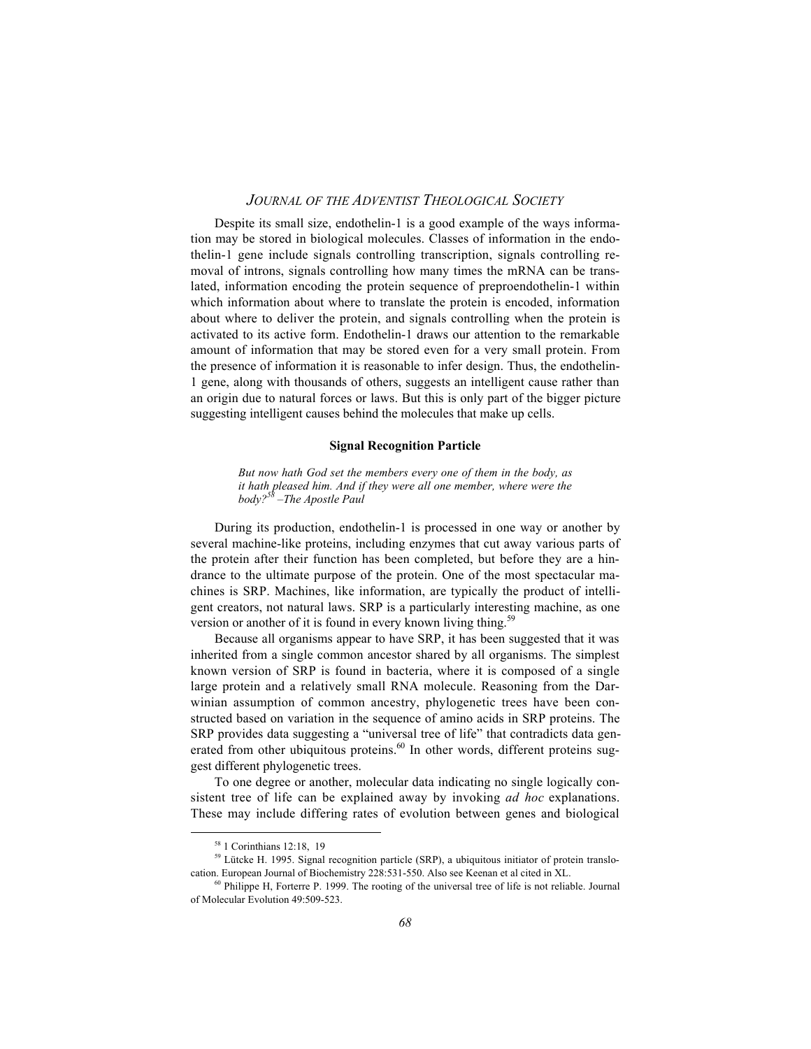Despite its small size, endothelin-1 is a good example of the ways information may be stored in biological molecules. Classes of information in the endothelin-1 gene include signals controlling transcription, signals controlling removal of introns, signals controlling how many times the mRNA can be translated, information encoding the protein sequence of preproendothelin-1 within which information about where to translate the protein is encoded, information about where to deliver the protein, and signals controlling when the protein is activated to its active form. Endothelin-1 draws our attention to the remarkable amount of information that may be stored even for a very small protein. From the presence of information it is reasonable to infer design. Thus, the endothelin-1 gene, along with thousands of others, suggests an intelligent cause rather than an origin due to natural forces or laws. But this is only part of the bigger picture suggesting intelligent causes behind the molecules that make up cells.

### Signal Recognition Particle

> *But now hath God set the members every one of them in the body, as it hath pleased him. And if they were all one member, where were the body?*[58] *–The Apostle Paul*

During its production, endothelin-1 is processed in one way or another by several machine-like proteins, including enzymes that cut away various parts of the protein after their function has been completed, but before they are a hindrance to the ultimate purpose of the protein. One of the most spectacular machines is SRP. Machines, like information, are typically the product of intelligent creators, not natural laws. SRP is a particularly interesting machine, as one version or another of it is found in every known living thing.[59]

Because all organisms appear to have SRP, it has been suggested that it was inherited from a single common ancestor shared by all organisms. The simplest known version of SRP is found in bacteria, where it is composed of a single large protein and a relatively small RNA molecule. Reasoning from the Darwinian assumption of common ancestry, phylogenetic trees have been constructed based on variation in the sequence of amino acids in SRP proteins. The SRP provides data suggesting a "universal tree of life" that contradicts data generated from other ubiquitous proteins.[60] In other words, different proteins suggest different phylogenetic trees.

To one degree or another, molecular data indicating no single logically consistent tree of life can be explained away by invoking *ad hoc* explanations. These may include differing rates of evolution between genes and biological

---

[58] 1 Corinthians 12:18, 19

[59] Lütcke H. 1995. Signal recognition particle (SRP), a ubiquitous initiator of protein translocation. European Journal of Biochemistry 228:531-550. Also see Keenan et al cited in XL.

[60] Philippe H, Forterre P. 1999. The rooting of the universal tree of life is not reliable. Journal of Molecular Evolution 49:509-523.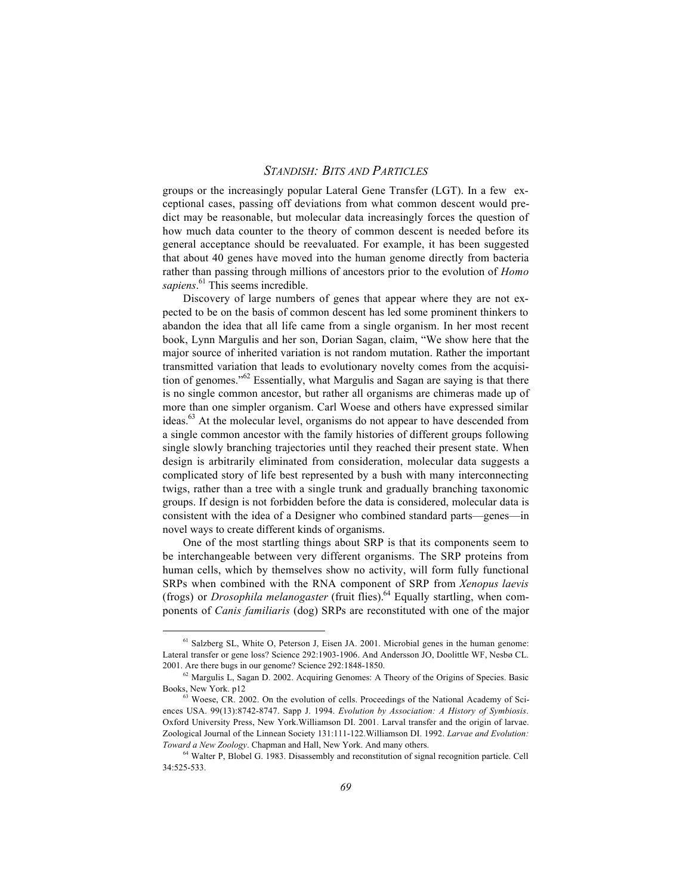groups or the increasingly popular Lateral Gene Transfer (LGT). In a few exceptional cases, passing off deviations from what common descent would predict may be reasonable, but molecular data increasingly forces the question of how much data counter to the theory of common descent is needed before its general acceptance should be reevaluated. For example, it has been suggested that about 40 genes have moved into the human genome directly from bacteria rather than passing through millions of ancestors prior to the evolution of *Homo sapiens*.[61] This seems incredible.

Discovery of large numbers of genes that appear where they are not expected to be on the basis of common descent has led some prominent thinkers to abandon the idea that all life came from a single organism. In her most recent book, Lynn Margulis and her son, Dorian Sagan, claim, "We show here that the major source of inherited variation is not random mutation. Rather the important transmitted variation that leads to evolutionary novelty comes from the acquisition of genomes."[62] Essentially, what Margulis and Sagan are saying is that there is no single common ancestor, but rather all organisms are chimeras made up of more than one simpler organism. Carl Woese and others have expressed similar ideas.[63] At the molecular level, organisms do not appear to have descended from a single common ancestor with the family histories of different groups following single slowly branching trajectories until they reached their present state. When design is arbitrarily eliminated from consideration, molecular data suggests a complicated story of life best represented by a bush with many interconnecting twigs, rather than a tree with a single trunk and gradually branching taxonomic groups. If design is not forbidden before the data is considered, molecular data is consistent with the idea of a Designer who combined standard parts—genes—in novel ways to create different kinds of organisms.

One of the most startling things about SRP is that its components seem to be interchangeable between very different organisms. The SRP proteins from human cells, which by themselves show no activity, will form fully functional SRPs when combined with the RNA component of SRP from *Xenopus laevis* (frogs) or *Drosophila melanogaster* (fruit flies).[64] Equally startling, when components of *Canis familiaris* (dog) SRPs are reconstituted with one of the major

---

[61] Salzberg SL, White O, Peterson J, Eisen JA. 2001. Microbial genes in the human genome: Lateral transfer or gene loss? Science 292:1903-1906. And Andersson JO, Doolittle WF, Nesbø CL. 2001. Are there bugs in our genome? Science 292:1848-1850.

[62] Margulis L, Sagan D. 2002. Acquiring Genomes: A Theory of the Origins of Species. Basic Books, New York. p12

[63] Woese, CR. 2002. On the evolution of cells. Proceedings of the National Academy of Sciences USA. 99(13):8742-8747. Sapp J. 1994. *Evolution by Association: A History of Symbiosis*. Oxford University Press, New York.Williamson DI. 2001. Larval transfer and the origin of larvae. Zoological Journal of the Linnean Society 131:111-122.Williamson DI. 1992. *Larvae and Evolution: Toward a New Zoology*. Chapman and Hall, New York. And many others.

[64] Walter P, Blobel G. 1983. Disassembly and reconstitution of signal recognition particle. Cell 34:525-533.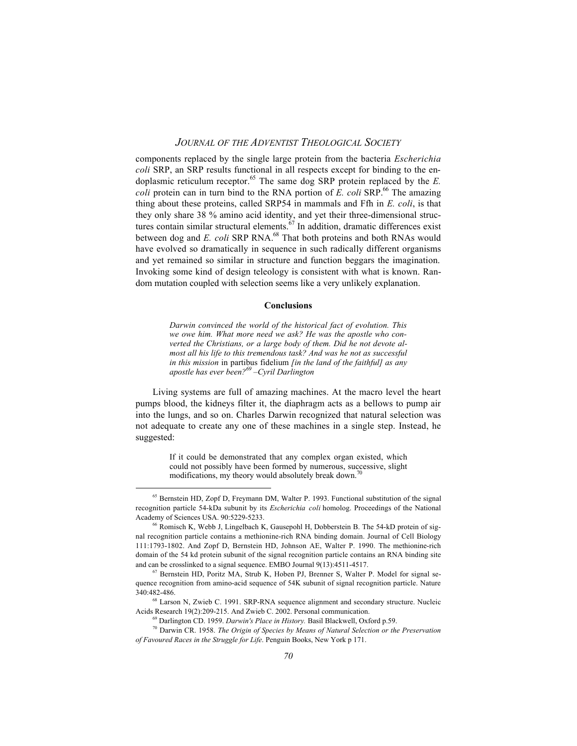components replaced by the single large protein from the bacteria *Escherichia coli* SRP, an SRP results functional in all respects except for binding to the endoplasmic reticulum receptor.[65] The same dog SRP protein replaced by the *E. coli* protein can in turn bind to the RNA portion of *E. coli* SRP.[66] The amazing thing about these proteins, called SRP54 in mammals and Ffh in *E. coli*, is that they only share 38 % amino acid identity, and yet their three-dimensional structures contain similar structural elements.[67] In addition, dramatic differences exist between dog and *E. coli* SRP RNA.[68] That both proteins and both RNAs would have evolved so dramatically in sequence in such radically different organisms and yet remained so similar in structure and function beggars the imagination. Invoking some kind of design teleology is consistent with what is known. Random mutation coupled with selection seems like a very unlikely explanation.

## Conclusions

> *Darwin convinced the world of the historical fact of evolution. This we owe him. What more need we ask? He was the apostle who converted the Christians, or a large body of them. Did he not devote almost all his life to this tremendous task? And was he not as successful in this mission* in partibus fidelium *[in the land of the faithful] as any apostle has ever been?*[69] *–Cyril Darlington*

Living systems are full of amazing machines. At the macro level the heart pumps blood, the kidneys filter it, the diaphragm acts as a bellows to pump air into the lungs, and so on. Charles Darwin recognized that natural selection was not adequate to create any one of these machines in a single step. Instead, he suggested:

> If it could be demonstrated that any complex organ existed, which could not possibly have been formed by numerous, successive, slight modifications, my theory would absolutely break down.[70]

---

[65] Bernstein HD, Zopf D, Freymann DM, Walter P. 1993. Functional substitution of the signal recognition particle 54-kDa subunit by its *Escherichia coli* homolog. Proceedings of the National Academy of Sciences USA. 90:5229-5233.

[66] Romisch K, Webb J, Lingelbach K, Gausepohl H, Dobberstein B. The 54-kD protein of signal recognition particle contains a methionine-rich RNA binding domain. Journal of Cell Biology 111:1793-1802. And Zopf D, Bernstein HD, Johnson AE, Walter P. 1990. The methionine-rich domain of the 54 kd protein subunit of the signal recognition particle contains an RNA binding site and can be crosslinked to a signal sequence. EMBO Journal 9(13):4511-4517.

[67] Bernstein HD, Poritz MA, Strub K, Hoben PJ, Brenner S, Walter P. Model for signal sequence recognition from amino-acid sequence of 54K subunit of signal recognition particle. Nature 340:482-486.

[68] Larson N, Zwieb C. 1991. SRP-RNA sequence alignment and secondary structure. Nucleic Acids Research 19(2):209-215. And Zwieb C. 2002. Personal communication.

[69] Darlington CD. 1959. *Darwin's Place in History.* Basil Blackwell, Oxford p.59.

[70] Darwin CR. 1958. *The Origin of Species by Means of Natural Selection or the Preservation of Favoured Races in the Struggle for Life*. Penguin Books, New York p 171.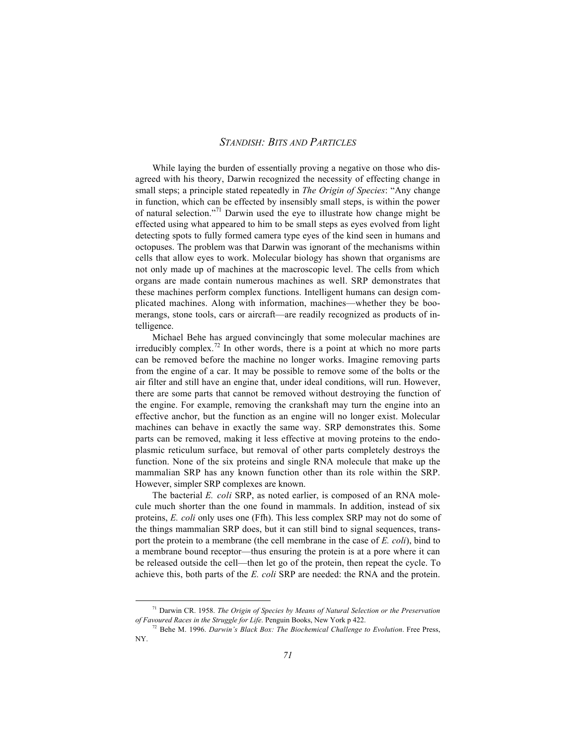While laying the burden of essentially proving a negative on those who disagreed with his theory, Darwin recognized the necessity of effecting change in small steps; a principle stated repeatedly in *The Origin of Species*: "Any change in function, which can be effected by insensibly small steps, is within the power of natural selection."[71] Darwin used the eye to illustrate how change might be effected using what appeared to him to be small steps as eyes evolved from light detecting spots to fully formed camera type eyes of the kind seen in humans and octopuses. The problem was that Darwin was ignorant of the mechanisms within cells that allow eyes to work. Molecular biology has shown that organisms are not only made up of machines at the macroscopic level. The cells from which organs are made contain numerous machines as well. SRP demonstrates that these machines perform complex functions. Intelligent humans can design complicated machines. Along with information, machines—whether they be boomerangs, stone tools, cars or aircraft—are readily recognized as products of intelligence.

Michael Behe has argued convincingly that some molecular machines are irreducibly complex.[72] In other words, there is a point at which no more parts can be removed before the machine no longer works. Imagine removing parts from the engine of a car. It may be possible to remove some of the bolts or the air filter and still have an engine that, under ideal conditions, will run. However, there are some parts that cannot be removed without destroying the function of the engine. For example, removing the crankshaft may turn the engine into an effective anchor, but the function as an engine will no longer exist. Molecular machines can behave in exactly the same way. SRP demonstrates this. Some parts can be removed, making it less effective at moving proteins to the endoplasmic reticulum surface, but removal of other parts completely destroys the function. None of the six proteins and single RNA molecule that make up the mammalian SRP has any known function other than its role within the SRP. However, simpler SRP complexes are known.

The bacterial *E. coli* SRP, as noted earlier, is composed of an RNA molecule much shorter than the one found in mammals. In addition, instead of six proteins, *E. coli* only uses one (Ffh). This less complex SRP may not do some of the things mammalian SRP does, but it can still bind to signal sequences, transport the protein to a membrane (the cell membrane in the case of *E. coli*), bind to a membrane bound receptor—thus ensuring the protein is at a pore where it can be released outside the cell—then let go of the protein, then repeat the cycle. To achieve this, both parts of the *E. coli* SRP are needed: the RNA and the protein.

---

[71] Darwin CR. 1958. *The Origin of Species by Means of Natural Selection or the Preservation of Favoured Races in the Struggle for Life*. Penguin Books, New York p 422.

[72] Behe M. 1996. *Darwin's Black Box: The Biochemical Challenge to Evolution*. Free Press, NY.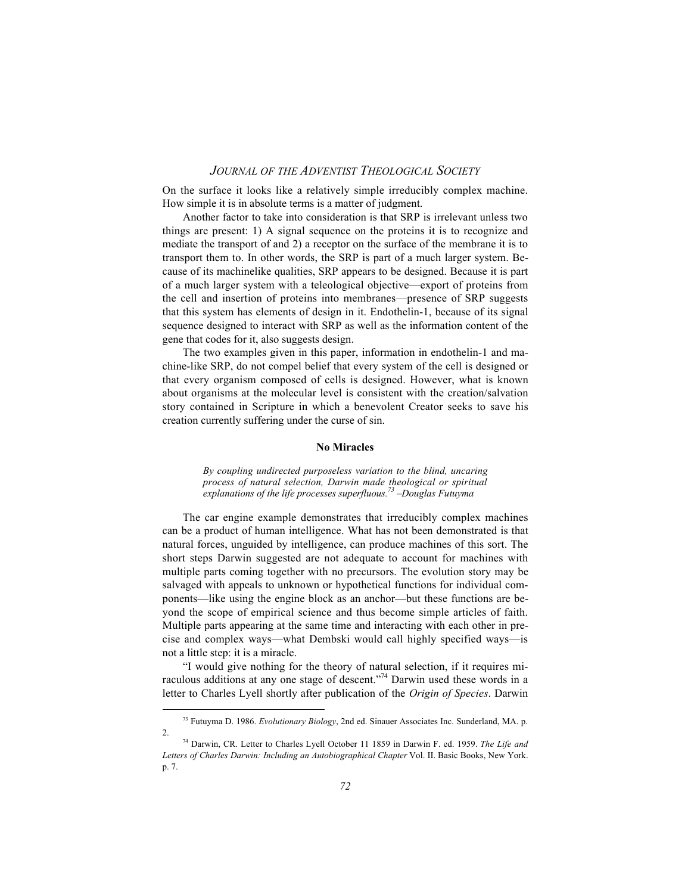On the surface it looks like a relatively simple irreducibly complex machine. How simple it is in absolute terms is a matter of judgment.

Another factor to take into consideration is that SRP is irrelevant unless two things are present: 1) A signal sequence on the proteins it is to recognize and mediate the transport of and 2) a receptor on the surface of the membrane it is to transport them to. In other words, the SRP is part of a much larger system. Because of its machinelike qualities, SRP appears to be designed. Because it is part of a much larger system with a teleological objective—export of proteins from the cell and insertion of proteins into membranes—presence of SRP suggests that this system has elements of design in it. Endothelin-1, because of its signal sequence designed to interact with SRP as well as the information content of the gene that codes for it, also suggests design.

The two examples given in this paper, information in endothelin-1 and machine-like SRP, do not compel belief that every system of the cell is designed or that every organism composed of cells is designed. However, what is known about organisms at the molecular level is consistent with the creation/salvation story contained in Scripture in which a benevolent Creator seeks to save his creation currently suffering under the curse of sin.

### No Miracles

> *By coupling undirected purposeless variation to the blind, uncaring process of natural selection, Darwin made theological or spiritual explanations of the life processes superfluous.*[73] *–Douglas Futuyma*

The car engine example demonstrates that irreducibly complex machines can be a product of human intelligence. What has not been demonstrated is that natural forces, unguided by intelligence, can produce machines of this sort. The short steps Darwin suggested are not adequate to account for machines with multiple parts coming together with no precursors. The evolution story may be salvaged with appeals to unknown or hypothetical functions for individual components—like using the engine block as an anchor—but these functions are beyond the scope of empirical science and thus become simple articles of faith. Multiple parts appearing at the same time and interacting with each other in precise and complex ways—what Dembski would call highly specified ways—is not a little step: it is a miracle.

"I would give nothing for the theory of natural selection, if it requires miraculous additions at any one stage of descent."[74] Darwin used these words in a letter to Charles Lyell shortly after publication of the *Origin of Species*. Darwin

---

[73] Futuyma D. 1986. *Evolutionary Biology*, 2nd ed. Sinauer Associates Inc. Sunderland, MA. p. 2.

[74] Darwin, CR. Letter to Charles Lyell October 11 1859 in Darwin F. ed. 1959. *The Life and Letters of Charles Darwin: Including an Autobiographical Chapter* Vol. II. Basic Books, New York. p. 7.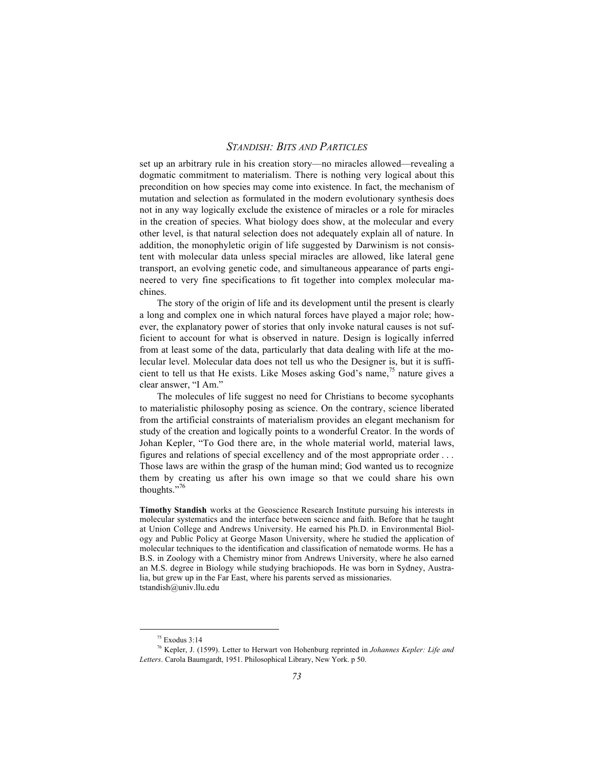set up an arbitrary rule in his creation story—no miracles allowed—revealing a dogmatic commitment to materialism. There is nothing very logical about this precondition on how species may come into existence. In fact, the mechanism of mutation and selection as formulated in the modern evolutionary synthesis does not in any way logically exclude the existence of miracles or a role for miracles in the creation of species. What biology does show, at the molecular and every other level, is that natural selection does not adequately explain all of nature. In addition, the monophyletic origin of life suggested by Darwinism is not consistent with molecular data unless special miracles are allowed, like lateral gene transport, an evolving genetic code, and simultaneous appearance of parts engineered to very fine specifications to fit together into complex molecular machines.

The story of the origin of life and its development until the present is clearly a long and complex one in which natural forces have played a major role; however, the explanatory power of stories that only invoke natural causes is not sufficient to account for what is observed in nature. Design is logically inferred from at least some of the data, particularly that data dealing with life at the molecular level. Molecular data does not tell us who the Designer is, but it is sufficient to tell us that He exists. Like Moses asking God's name,[75] nature gives a clear answer, "I Am."

The molecules of life suggest no need for Christians to become sycophants to materialistic philosophy posing as science. On the contrary, science liberated from the artificial constraints of materialism provides an elegant mechanism for study of the creation and logically points to a wonderful Creator. In the words of Johan Kepler, "To God there are, in the whole material world, material laws, figures and relations of special excellency and of the most appropriate order . . . Those laws are within the grasp of the human mind; God wanted us to recognize them by creating us after his own image so that we could share his own thoughts."[76]

**Timothy Standish** works at the Geoscience Research Institute pursuing his interests in molecular systematics and the interface between science and faith. Before that he taught at Union College and Andrews University. He earned his Ph.D. in Environmental Biology and Public Policy at George Mason University, where he studied the application of molecular techniques to the identification and classification of nematode worms. He has a B.S. in Zoology with a Chemistry minor from Andrews University, where he also earned an M.S. degree in Biology while studying brachiopods. He was born in Sydney, Australia, but grew up in the Far East, where his parents served as missionaries. tstandish@univ.llu.edu

---

[75] Exodus 3:14

[76] Kepler, J. (1599). Letter to Herwart von Hohenburg reprinted in *Johannes Kepler: Life and Letters*. Carola Baumgardt, 1951. Philosophical Library, New York. p 50.